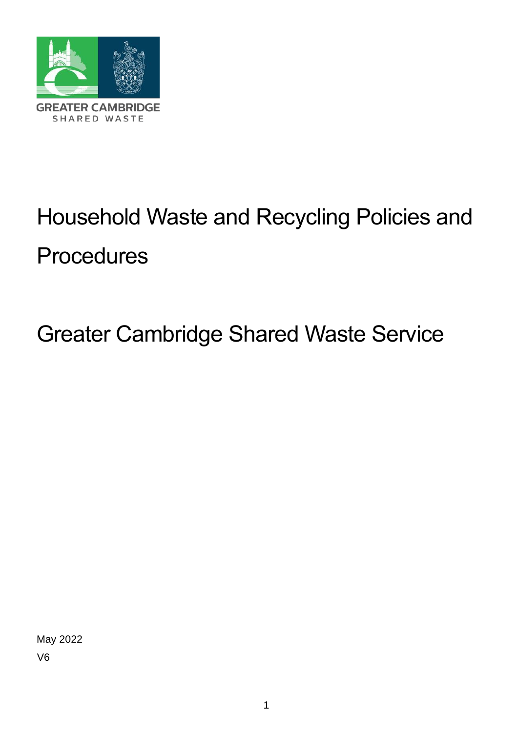GREATER CAMBRIDGE
SHARED WASTE

# Household Waste and Recycling Policies and Procedures

## Greater Cambridge Shared Waste Service

May 2022

V6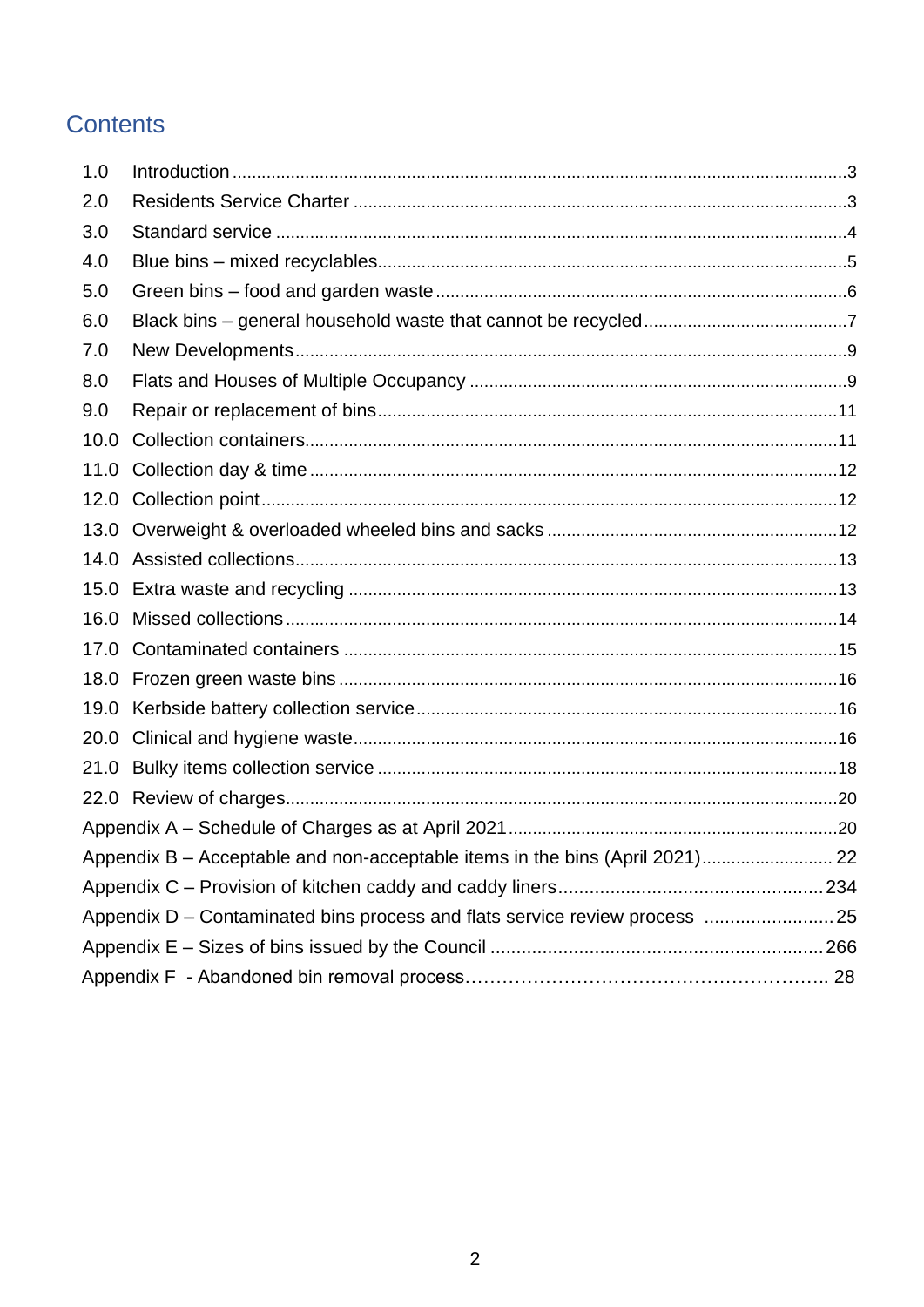# Contents

| | | |
|---|---|---|
| 1.0 | Introduction | 3 |
| 2.0 | Residents Service Charter | 3 |
| 3.0 | Standard service | 4 |
| 4.0 | Blue bins – mixed recyclables | 5 |
| 5.0 | Green bins – food and garden waste | 6 |
| 6.0 | Black bins – general household waste that cannot be recycled | 7 |
| 7.0 | New Developments | 9 |
| 8.0 | Flats and Houses of Multiple Occupancy | 9 |
| 9.0 | Repair or replacement of bins | 11 |
| 10.0 | Collection containers | 11 |
| 11.0 | Collection day & time | 12 |
| 12.0 | Collection point | 12 |
| 13.0 | Overweight & overloaded wheeled bins and sacks | 12 |
| 14.0 | Assisted collections | 13 |
| 15.0 | Extra waste and recycling | 13 |
| 16.0 | Missed collections | 14 |
| 17.0 | Contaminated containers | 15 |
| 18.0 | Frozen green waste bins | 16 |
| 19.0 | Kerbside battery collection service | 16 |
| 20.0 | Clinical and hygiene waste | 16 |
| 21.0 | Bulky items collection service | 18 |
| 22.0 | Review of charges | 20 |
| | Appendix A – Schedule of Charges as at April 2021 | 20 |
| | Appendix B – Acceptable and non-acceptable items in the bins (April 2021) | 22 |
| | Appendix C – Provision of kitchen caddy and caddy liners | 234 |
| | Appendix D – Contaminated bins process and flats service review process | 25 |
| | Appendix E – Sizes of bins issued by the Council | 266 |
| | Appendix F - Abandoned bin removal process | 28 |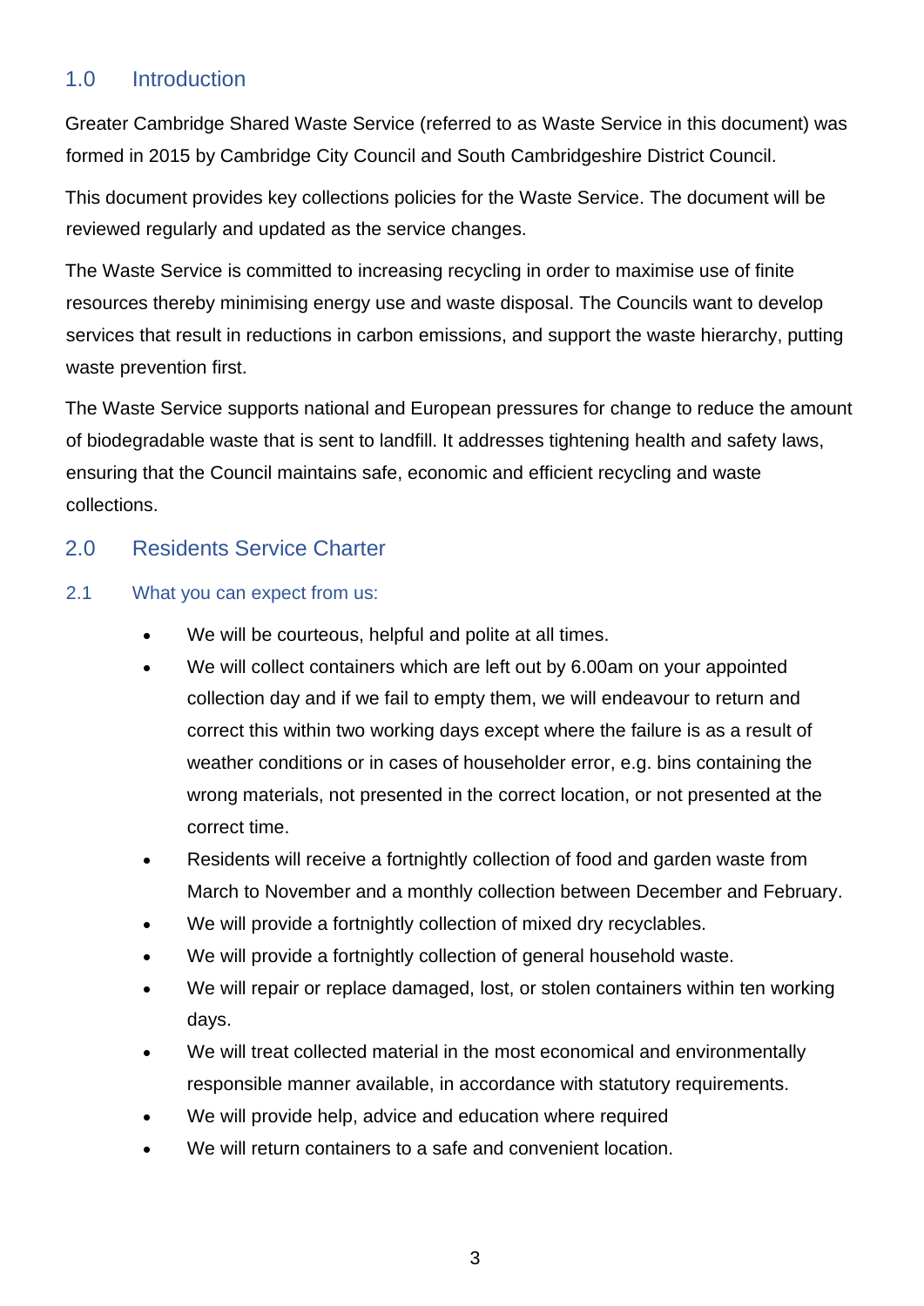## 1.0 Introduction

Greater Cambridge Shared Waste Service (referred to as Waste Service in this document) was formed in 2015 by Cambridge City Council and South Cambridgeshire District Council.

This document provides key collections policies for the Waste Service. The document will be reviewed regularly and updated as the service changes.

The Waste Service is committed to increasing recycling in order to maximise use of finite resources thereby minimising energy use and waste disposal. The Councils want to develop services that result in reductions in carbon emissions, and support the waste hierarchy, putting waste prevention first.

The Waste Service supports national and European pressures for change to reduce the amount of biodegradable waste that is sent to landfill. It addresses tightening health and safety laws, ensuring that the Council maintains safe, economic and efficient recycling and waste collections.

## 2.0 Residents Service Charter

### 2.1 What you can expect from us:

- We will be courteous, helpful and polite at all times.
- We will collect containers which are left out by 6.00am on your appointed collection day and if we fail to empty them, we will endeavour to return and correct this within two working days except where the failure is as a result of weather conditions or in cases of householder error, e.g. bins containing the wrong materials, not presented in the correct location, or not presented at the correct time.
- Residents will receive a fortnightly collection of food and garden waste from March to November and a monthly collection between December and February.
- We will provide a fortnightly collection of mixed dry recyclables.
- We will provide a fortnightly collection of general household waste.
- We will repair or replace damaged, lost, or stolen containers within ten working days.
- We will treat collected material in the most economical and environmentally responsible manner available, in accordance with statutory requirements.
- We will provide help, advice and education where required
- We will return containers to a safe and convenient location.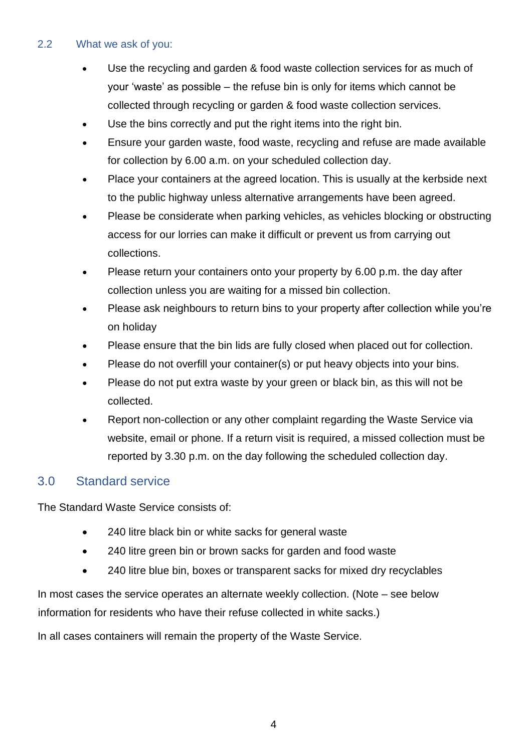### 2.2 What we ask of you:

- Use the recycling and garden & food waste collection services for as much of your 'waste' as possible – the refuse bin is only for items which cannot be collected through recycling or garden & food waste collection services.
- Use the bins correctly and put the right items into the right bin.
- Ensure your garden waste, food waste, recycling and refuse are made available for collection by 6.00 a.m. on your scheduled collection day.
- Place your containers at the agreed location. This is usually at the kerbside next to the public highway unless alternative arrangements have been agreed.
- Please be considerate when parking vehicles, as vehicles blocking or obstructing access for our lorries can make it difficult or prevent us from carrying out collections.
- Please return your containers onto your property by 6.00 p.m. the day after collection unless you are waiting for a missed bin collection.
- Please ask neighbours to return bins to your property after collection while you're on holiday
- Please ensure that the bin lids are fully closed when placed out for collection.
- Please do not overfill your container(s) or put heavy objects into your bins.
- Please do not put extra waste by your green or black bin, as this will not be collected.
- Report non-collection or any other complaint regarding the Waste Service via website, email or phone. If a return visit is required, a missed collection must be reported by 3.30 p.m. on the day following the scheduled collection day.

## 3.0 Standard service

The Standard Waste Service consists of:

- 240 litre black bin or white sacks for general waste
- 240 litre green bin or brown sacks for garden and food waste
- 240 litre blue bin, boxes or transparent sacks for mixed dry recyclables

In most cases the service operates an alternate weekly collection. (Note – see below information for residents who have their refuse collected in white sacks.)

In all cases containers will remain the property of the Waste Service.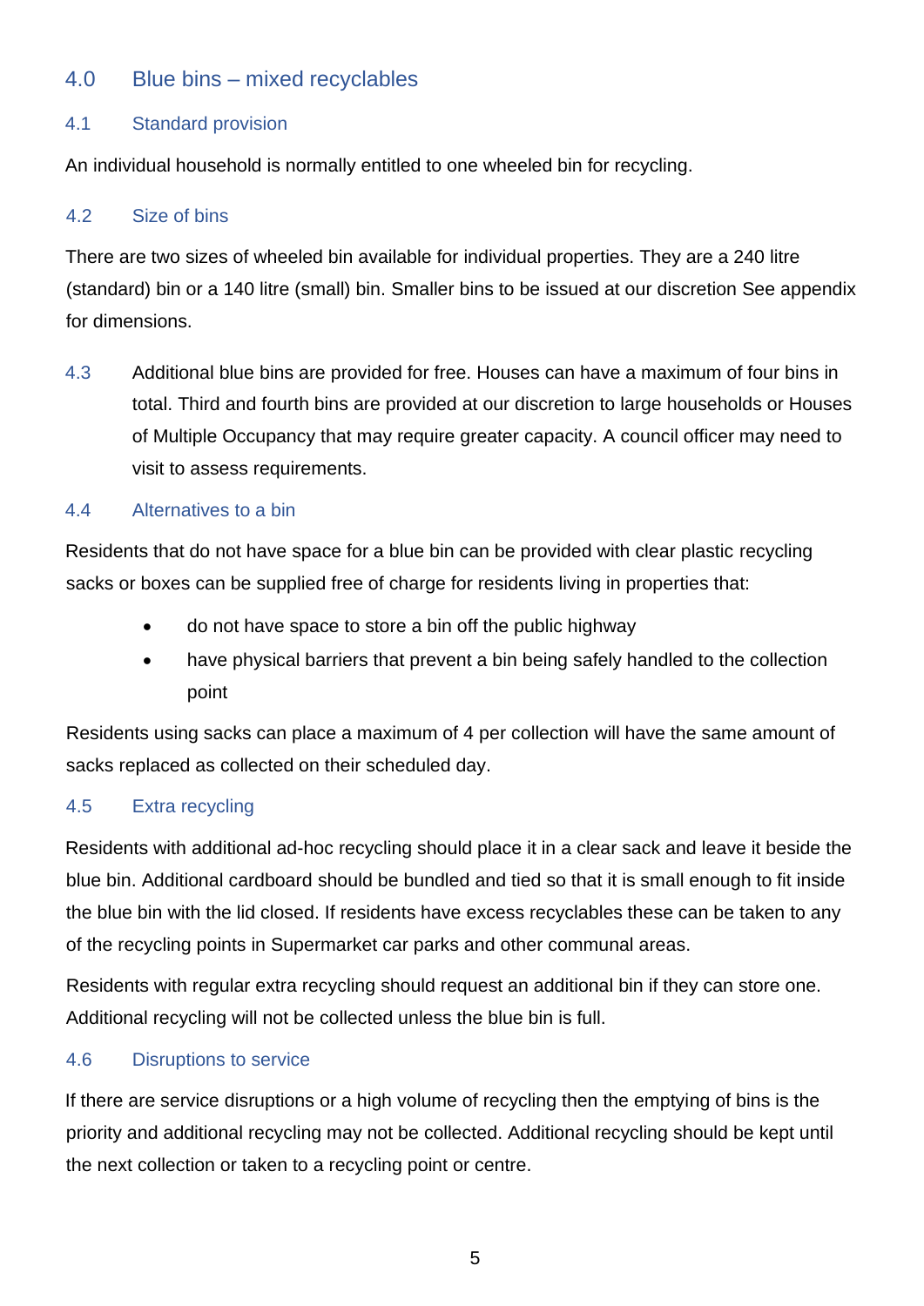## 4.0 Blue bins – mixed recyclables

### 4.1 Standard provision

An individual household is normally entitled to one wheeled bin for recycling.

### 4.2 Size of bins

There are two sizes of wheeled bin available for individual properties. They are a 240 litre (standard) bin or a 140 litre (small) bin. Smaller bins to be issued at our discretion See appendix for dimensions.

4.3 Additional blue bins are provided for free. Houses can have a maximum of four bins in total. Third and fourth bins are provided at our discretion to large households or Houses of Multiple Occupancy that may require greater capacity. A council officer may need to visit to assess requirements.

### 4.4 Alternatives to a bin

Residents that do not have space for a blue bin can be provided with clear plastic recycling sacks or boxes can be supplied free of charge for residents living in properties that:

- do not have space to store a bin off the public highway
- have physical barriers that prevent a bin being safely handled to the collection point

Residents using sacks can place a maximum of 4 per collection will have the same amount of sacks replaced as collected on their scheduled day.

### 4.5 Extra recycling

Residents with additional ad-hoc recycling should place it in a clear sack and leave it beside the blue bin. Additional cardboard should be bundled and tied so that it is small enough to fit inside the blue bin with the lid closed. If residents have excess recyclables these can be taken to any of the recycling points in Supermarket car parks and other communal areas.

Residents with regular extra recycling should request an additional bin if they can store one. Additional recycling will not be collected unless the blue bin is full.

### 4.6 Disruptions to service

If there are service disruptions or a high volume of recycling then the emptying of bins is the priority and additional recycling may not be collected. Additional recycling should be kept until the next collection or taken to a recycling point or centre.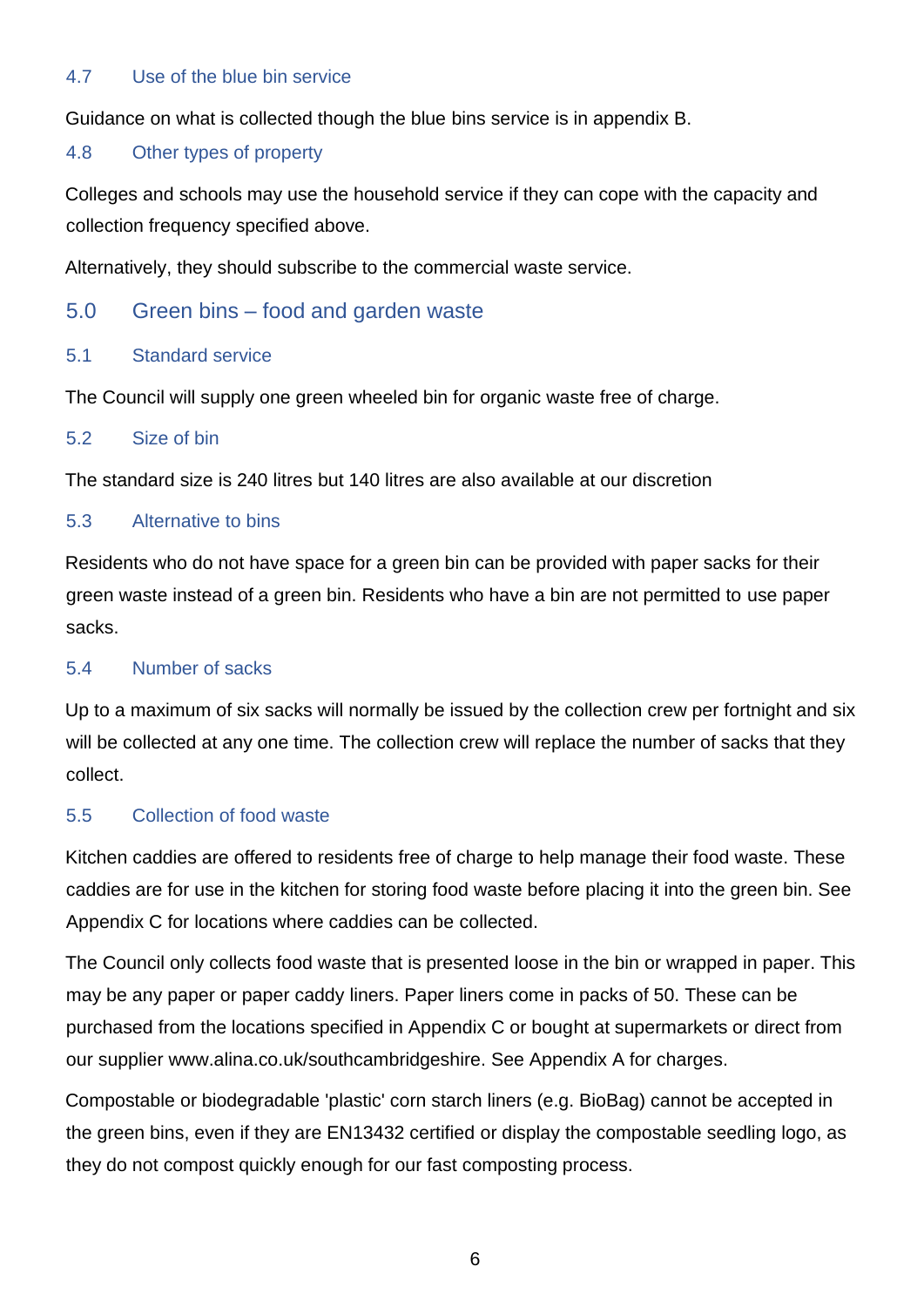### 4.7 Use of the blue bin service

Guidance on what is collected though the blue bins service is in appendix B.

### 4.8 Other types of property

Colleges and schools may use the household service if they can cope with the capacity and collection frequency specified above.

Alternatively, they should subscribe to the commercial waste service.

## 5.0 Green bins – food and garden waste

### 5.1 Standard service

The Council will supply one green wheeled bin for organic waste free of charge.

### 5.2 Size of bin

The standard size is 240 litres but 140 litres are also available at our discretion

### 5.3 Alternative to bins

Residents who do not have space for a green bin can be provided with paper sacks for their green waste instead of a green bin. Residents who have a bin are not permitted to use paper sacks.

### 5.4 Number of sacks

Up to a maximum of six sacks will normally be issued by the collection crew per fortnight and six will be collected at any one time. The collection crew will replace the number of sacks that they collect.

### 5.5 Collection of food waste

Kitchen caddies are offered to residents free of charge to help manage their food waste. These caddies are for use in the kitchen for storing food waste before placing it into the green bin. See Appendix C for locations where caddies can be collected.

The Council only collects food waste that is presented loose in the bin or wrapped in paper. This may be any paper or paper caddy liners. Paper liners come in packs of 50. These can be purchased from the locations specified in Appendix C or bought at supermarkets or direct from our supplier www.alina.co.uk/southcambridgeshire. See Appendix A for charges.

Compostable or biodegradable 'plastic' corn starch liners (e.g. BioBag) cannot be accepted in the green bins, even if they are EN13432 certified or display the compostable seedling logo, as they do not compost quickly enough for our fast composting process.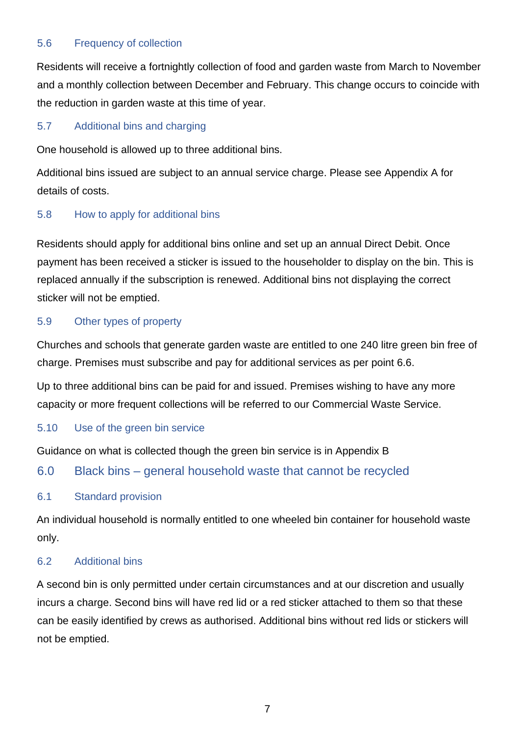### 5.6 Frequency of collection

Residents will receive a fortnightly collection of food and garden waste from March to November and a monthly collection between December and February. This change occurs to coincide with the reduction in garden waste at this time of year.

### 5.7 Additional bins and charging

One household is allowed up to three additional bins.

Additional bins issued are subject to an annual service charge. Please see Appendix A for details of costs.

### 5.8 How to apply for additional bins

Residents should apply for additional bins online and set up an annual Direct Debit. Once payment has been received a sticker is issued to the householder to display on the bin. This is replaced annually if the subscription is renewed. Additional bins not displaying the correct sticker will not be emptied.

### 5.9 Other types of property

Churches and schools that generate garden waste are entitled to one 240 litre green bin free of charge. Premises must subscribe and pay for additional services as per point 6.6.

Up to three additional bins can be paid for and issued. Premises wishing to have any more capacity or more frequent collections will be referred to our Commercial Waste Service.

### 5.10 Use of the green bin service

Guidance on what is collected though the green bin service is in Appendix B

## 6.0 Black bins – general household waste that cannot be recycled

### 6.1 Standard provision

An individual household is normally entitled to one wheeled bin container for household waste only.

### 6.2 Additional bins

A second bin is only permitted under certain circumstances and at our discretion and usually incurs a charge. Second bins will have red lid or a red sticker attached to them so that these can be easily identified by crews as authorised. Additional bins without red lids or stickers will not be emptied.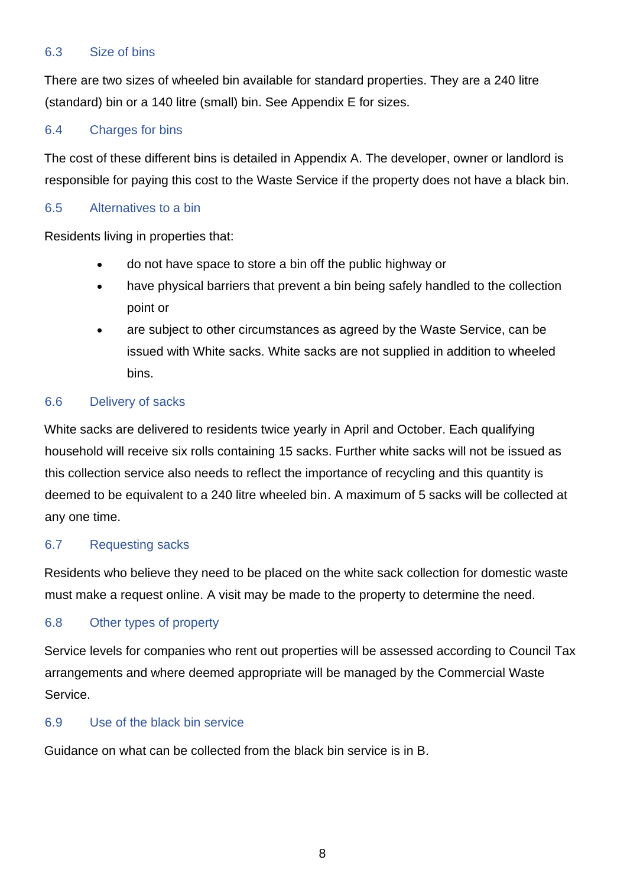### 6.3 Size of bins

There are two sizes of wheeled bin available for standard properties. They are a 240 litre (standard) bin or a 140 litre (small) bin. See Appendix E for sizes.

### 6.4 Charges for bins

The cost of these different bins is detailed in Appendix A. The developer, owner or landlord is responsible for paying this cost to the Waste Service if the property does not have a black bin.

### 6.5 Alternatives to a bin

Residents living in properties that:

- do not have space to store a bin off the public highway or
- have physical barriers that prevent a bin being safely handled to the collection point or
- are subject to other circumstances as agreed by the Waste Service, can be issued with White sacks. White sacks are not supplied in addition to wheeled bins.

### 6.6 Delivery of sacks

White sacks are delivered to residents twice yearly in April and October. Each qualifying household will receive six rolls containing 15 sacks. Further white sacks will not be issued as this collection service also needs to reflect the importance of recycling and this quantity is deemed to be equivalent to a 240 litre wheeled bin. A maximum of 5 sacks will be collected at any one time.

### 6.7 Requesting sacks

Residents who believe they need to be placed on the white sack collection for domestic waste must make a request online. A visit may be made to the property to determine the need.

### 6.8 Other types of property

Service levels for companies who rent out properties will be assessed according to Council Tax arrangements and where deemed appropriate will be managed by the Commercial Waste Service.

### 6.9 Use of the black bin service

Guidance on what can be collected from the black bin service is in B.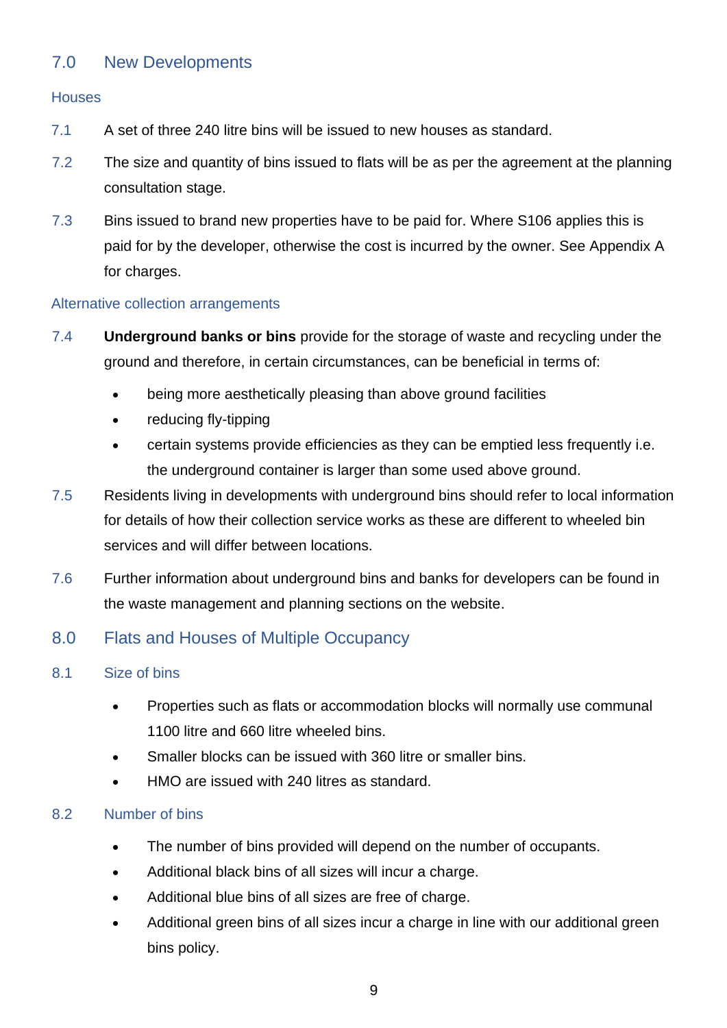## 7.0 New Developments

### Houses

7.1 A set of three 240 litre bins will be issued to new houses as standard.

7.2 The size and quantity of bins issued to flats will be as per the agreement at the planning consultation stage.

7.3 Bins issued to brand new properties have to be paid for. Where S106 applies this is paid for by the developer, otherwise the cost is incurred by the owner. See Appendix A for charges.

### Alternative collection arrangements

7.4 **Underground banks or bins** provide for the storage of waste and recycling under the ground and therefore, in certain circumstances, can be beneficial in terms of:

- being more aesthetically pleasing than above ground facilities
- reducing fly-tipping
- certain systems provide efficiencies as they can be emptied less frequently i.e. the underground container is larger than some used above ground.

7.5 Residents living in developments with underground bins should refer to local information for details of how their collection service works as these are different to wheeled bin services and will differ between locations.

7.6 Further information about underground bins and banks for developers can be found in the waste management and planning sections on the website.

## 8.0 Flats and Houses of Multiple Occupancy

### 8.1 Size of bins

- Properties such as flats or accommodation blocks will normally use communal 1100 litre and 660 litre wheeled bins.
- Smaller blocks can be issued with 360 litre or smaller bins.
- HMO are issued with 240 litres as standard.

### 8.2 Number of bins

- The number of bins provided will depend on the number of occupants.
- Additional black bins of all sizes will incur a charge.
- Additional blue bins of all sizes are free of charge.
- Additional green bins of all sizes incur a charge in line with our additional green bins policy.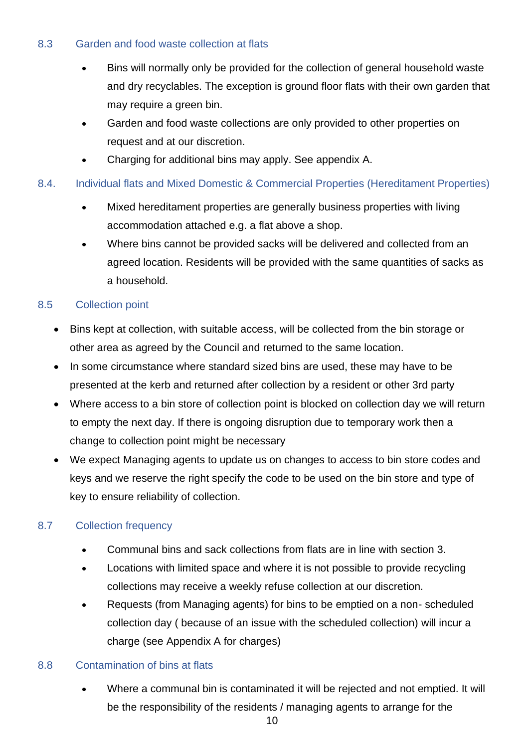### 8.3 Garden and food waste collection at flats

- Bins will normally only be provided for the collection of general household waste and dry recyclables. The exception is ground floor flats with their own garden that may require a green bin.
- Garden and food waste collections are only provided to other properties on request and at our discretion.
- Charging for additional bins may apply. See appendix A.

### 8.4. Individual flats and Mixed Domestic & Commercial Properties (Hereditament Properties)

- Mixed hereditament properties are generally business properties with living accommodation attached e.g. a flat above a shop.
- Where bins cannot be provided sacks will be delivered and collected from an agreed location. Residents will be provided with the same quantities of sacks as a household.

### 8.5 Collection point

- Bins kept at collection, with suitable access, will be collected from the bin storage or other area as agreed by the Council and returned to the same location.
- In some circumstance where standard sized bins are used, these may have to be presented at the kerb and returned after collection by a resident or other 3rd party
- Where access to a bin store of collection point is blocked on collection day we will return to empty the next day. If there is ongoing disruption due to temporary work then a change to collection point might be necessary
- We expect Managing agents to update us on changes to access to bin store codes and keys and we reserve the right specify the code to be used on the bin store and type of key to ensure reliability of collection.

### 8.7 Collection frequency

- Communal bins and sack collections from flats are in line with section 3.
- Locations with limited space and where it is not possible to provide recycling collections may receive a weekly refuse collection at our discretion.
- Requests (from Managing agents) for bins to be emptied on a non- scheduled collection day ( because of an issue with the scheduled collection) will incur a charge (see Appendix A for charges)

### 8.8 Contamination of bins at flats

- Where a communal bin is contaminated it will be rejected and not emptied. It will be the responsibility of the residents / managing agents to arrange for the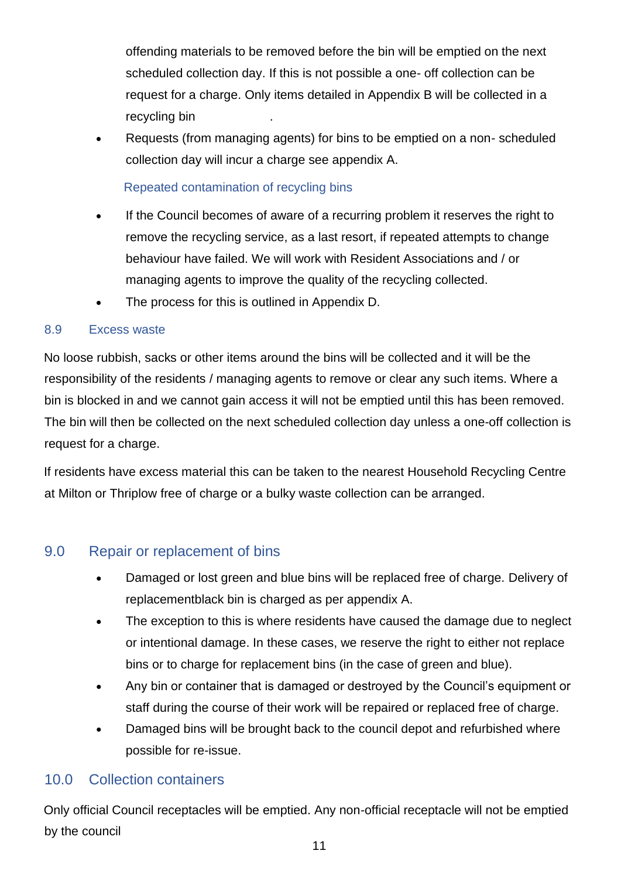offending materials to be removed before the bin will be emptied on the next scheduled collection day. If this is not possible a one- off collection can be request for a charge. Only items detailed in Appendix B will be collected in a recycling bin .

- Requests (from managing agents) for bins to be emptied on a non- scheduled collection day will incur a charge see appendix A.

Repeated contamination of recycling bins

- If the Council becomes of aware of a recurring problem it reserves the right to remove the recycling service, as a last resort, if repeated attempts to change behaviour have failed. We will work with Resident Associations and / or managing agents to improve the quality of the recycling collected.
- The process for this is outlined in Appendix D.

### 8.9 Excess waste

No loose rubbish, sacks or other items around the bins will be collected and it will be the responsibility of the residents / managing agents to remove or clear any such items. Where a bin is blocked in and we cannot gain access it will not be emptied until this has been removed. The bin will then be collected on the next scheduled collection day unless a one-off collection is request for a charge.

If residents have excess material this can be taken to the nearest Household Recycling Centre at Milton or Thriplow free of charge or a bulky waste collection can be arranged.

## 9.0 Repair or replacement of bins

- Damaged or lost green and blue bins will be replaced free of charge. Delivery of replacementblack bin is charged as per appendix A.
- The exception to this is where residents have caused the damage due to neglect or intentional damage. In these cases, we reserve the right to either not replace bins or to charge for replacement bins (in the case of green and blue).
- Any bin or container that is damaged or destroyed by the Council's equipment or staff during the course of their work will be repaired or replaced free of charge.
- Damaged bins will be brought back to the council depot and refurbished where possible for re-issue.

## 10.0 Collection containers

Only official Council receptacles will be emptied. Any non-official receptacle will not be emptied by the council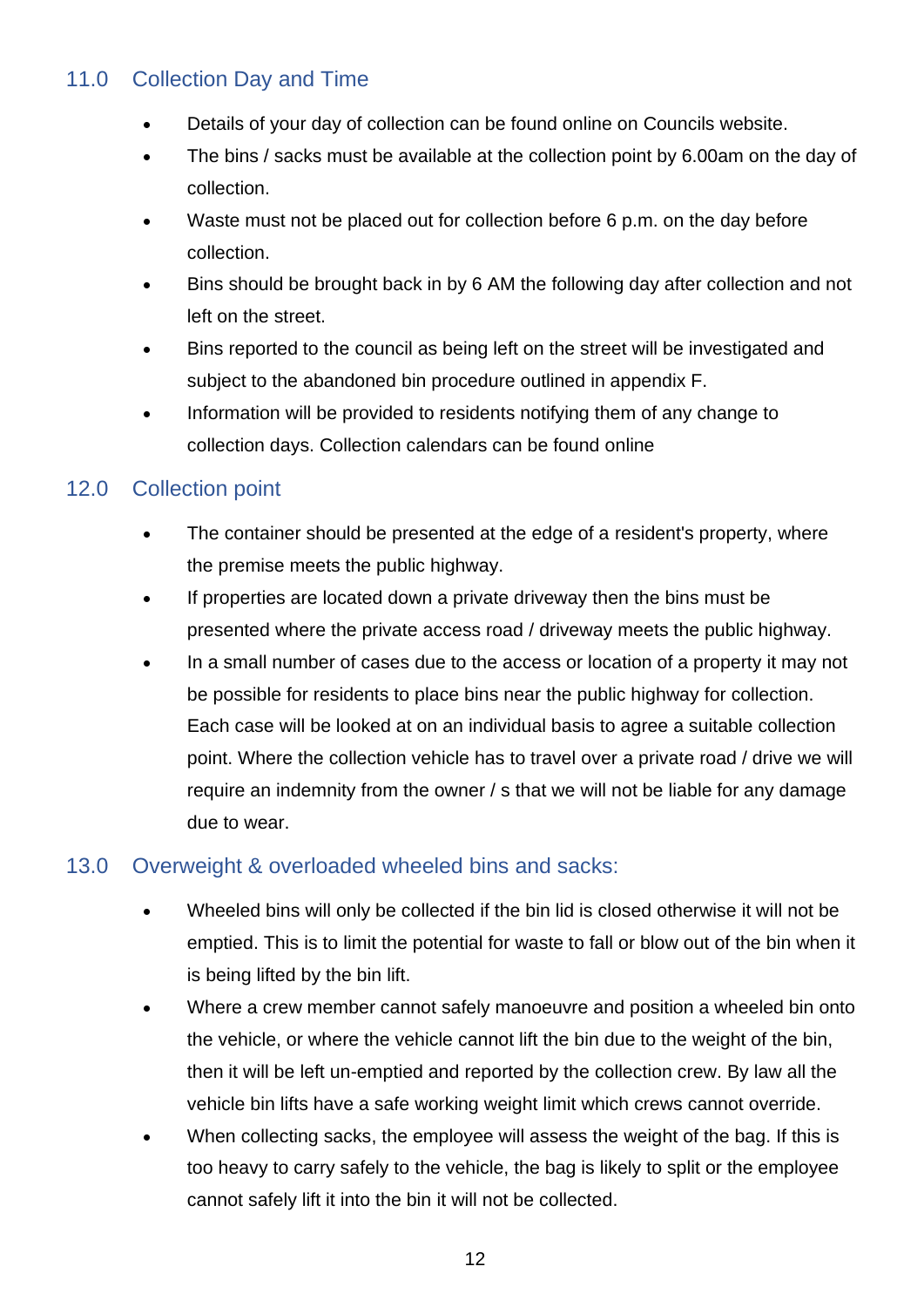## 11.0 Collection Day and Time

- Details of your day of collection can be found online on Councils website.
- The bins / sacks must be available at the collection point by 6.00am on the day of collection.
- Waste must not be placed out for collection before 6 p.m. on the day before collection.
- Bins should be brought back in by 6 AM the following day after collection and not left on the street.
- Bins reported to the council as being left on the street will be investigated and subject to the abandoned bin procedure outlined in appendix F.
- Information will be provided to residents notifying them of any change to collection days. Collection calendars can be found online

## 12.0 Collection point

- The container should be presented at the edge of a resident's property, where the premise meets the public highway.
- If properties are located down a private driveway then the bins must be presented where the private access road / driveway meets the public highway.
- In a small number of cases due to the access or location of a property it may not be possible for residents to place bins near the public highway for collection. Each case will be looked at on an individual basis to agree a suitable collection point. Where the collection vehicle has to travel over a private road / drive we will require an indemnity from the owner / s that we will not be liable for any damage due to wear.

## 13.0 Overweight & overloaded wheeled bins and sacks:

- Wheeled bins will only be collected if the bin lid is closed otherwise it will not be emptied. This is to limit the potential for waste to fall or blow out of the bin when it is being lifted by the bin lift.
- Where a crew member cannot safely manoeuvre and position a wheeled bin onto the vehicle, or where the vehicle cannot lift the bin due to the weight of the bin, then it will be left un-emptied and reported by the collection crew. By law all the vehicle bin lifts have a safe working weight limit which crews cannot override.
- When collecting sacks, the employee will assess the weight of the bag. If this is too heavy to carry safely to the vehicle, the bag is likely to split or the employee cannot safely lift it into the bin it will not be collected.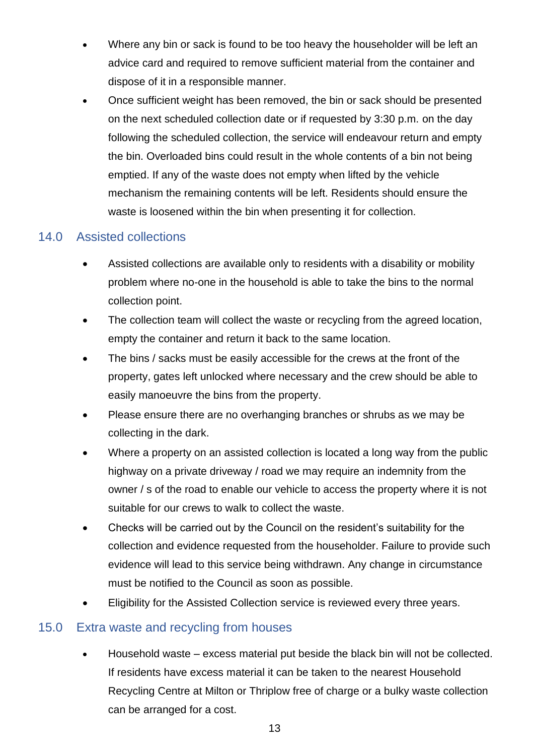- Where any bin or sack is found to be too heavy the householder will be left an advice card and required to remove sufficient material from the container and dispose of it in a responsible manner.
- Once sufficient weight has been removed, the bin or sack should be presented on the next scheduled collection date or if requested by 3:30 p.m. on the day following the scheduled collection, the service will endeavour return and empty the bin. Overloaded bins could result in the whole contents of a bin not being emptied. If any of the waste does not empty when lifted by the vehicle mechanism the remaining contents will be left. Residents should ensure the waste is loosened within the bin when presenting it for collection.

## 14.0 Assisted collections

- Assisted collections are available only to residents with a disability or mobility problem where no-one in the household is able to take the bins to the normal collection point.
- The collection team will collect the waste or recycling from the agreed location, empty the container and return it back to the same location.
- The bins / sacks must be easily accessible for the crews at the front of the property, gates left unlocked where necessary and the crew should be able to easily manoeuvre the bins from the property.
- Please ensure there are no overhanging branches or shrubs as we may be collecting in the dark.
- Where a property on an assisted collection is located a long way from the public highway on a private driveway / road we may require an indemnity from the owner / s of the road to enable our vehicle to access the property where it is not suitable for our crews to walk to collect the waste.
- Checks will be carried out by the Council on the resident's suitability for the collection and evidence requested from the householder. Failure to provide such evidence will lead to this service being withdrawn. Any change in circumstance must be notified to the Council as soon as possible.
- Eligibility for the Assisted Collection service is reviewed every three years.

## 15.0 Extra waste and recycling from houses

- Household waste – excess material put beside the black bin will not be collected. If residents have excess material it can be taken to the nearest Household Recycling Centre at Milton or Thriplow free of charge or a bulky waste collection can be arranged for a cost.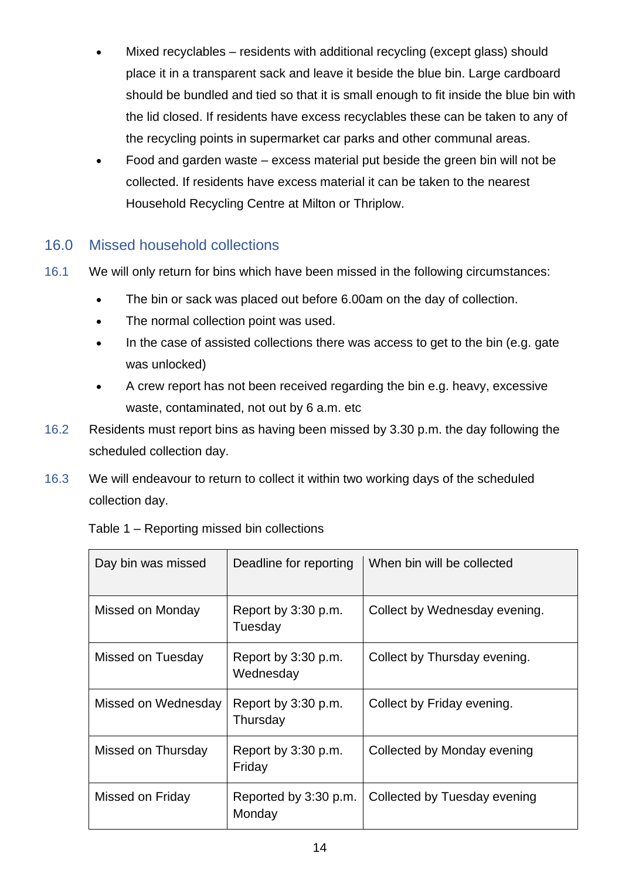- Mixed recyclables – residents with additional recycling (except glass) should place it in a transparent sack and leave it beside the blue bin. Large cardboard should be bundled and tied so that it is small enough to fit inside the blue bin with the lid closed. If residents have excess recyclables these can be taken to any of the recycling points in supermarket car parks and other communal areas.
- Food and garden waste – excess material put beside the green bin will not be collected. If residents have excess material it can be taken to the nearest Household Recycling Centre at Milton or Thriplow.

## 16.0 Missed household collections

16.1 We will only return for bins which have been missed in the following circumstances:

- The bin or sack was placed out before 6.00am on the day of collection.
- The normal collection point was used.
- In the case of assisted collections there was access to get to the bin (e.g. gate was unlocked)
- A crew report has not been received regarding the bin e.g. heavy, excessive waste, contaminated, not out by 6 a.m. etc

16.2 Residents must report bins as having been missed by 3.30 p.m. the day following the scheduled collection day.

16.3 We will endeavour to return to collect it within two working days of the scheduled collection day.

Table 1 – Reporting missed bin collections

| Day bin was missed | Deadline for reporting | When bin will be collected |
|---|---|---|
| Missed on Monday | Report by 3:30 p.m. Tuesday | Collect by Wednesday evening. |
| Missed on Tuesday | Report by 3:30 p.m. Wednesday | Collect by Thursday evening. |
| Missed on Wednesday | Report by 3:30 p.m. Thursday | Collect by Friday evening. |
| Missed on Thursday | Report by 3:30 p.m. Friday | Collected by Monday evening |
| Missed on Friday | Reported by 3:30 p.m. Monday | Collected by Tuesday evening |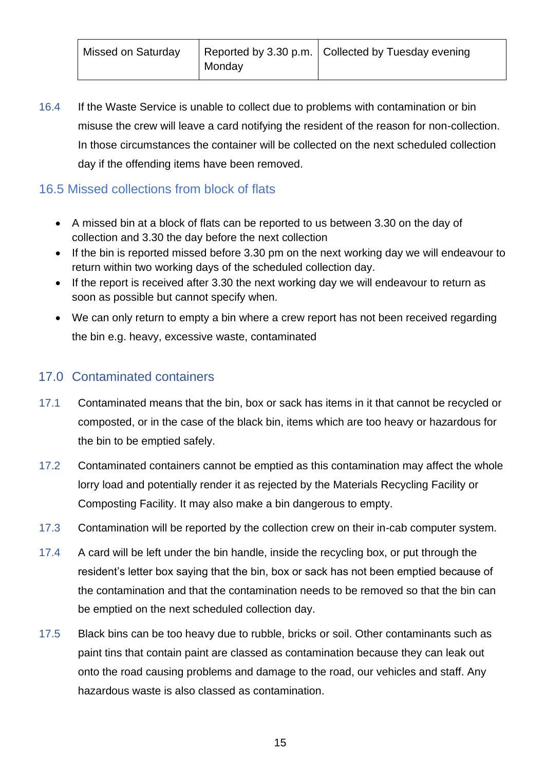| Missed on Saturday | Reported by 3.30 p.m. Monday | Collected by Tuesday evening |
|---|---|---|

16.4 If the Waste Service is unable to collect due to problems with contamination or bin misuse the crew will leave a card notifying the resident of the reason for non-collection. In those circumstances the container will be collected on the next scheduled collection day if the offending items have been removed.

### 16.5 Missed collections from block of flats

- A missed bin at a block of flats can be reported to us between 3.30 on the day of collection and 3.30 the day before the next collection
- If the bin is reported missed before 3.30 pm on the next working day we will endeavour to return within two working days of the scheduled collection day.
- If the report is received after 3.30 the next working day we will endeavour to return as soon as possible but cannot specify when.
- We can only return to empty a bin where a crew report has not been received regarding the bin e.g. heavy, excessive waste, contaminated

## 17.0 Contaminated containers

17.1 Contaminated means that the bin, box or sack has items in it that cannot be recycled or composted, or in the case of the black bin, items which are too heavy or hazardous for the bin to be emptied safely.

17.2 Contaminated containers cannot be emptied as this contamination may affect the whole lorry load and potentially render it as rejected by the Materials Recycling Facility or Composting Facility. It may also make a bin dangerous to empty.

17.3 Contamination will be reported by the collection crew on their in-cab computer system.

17.4 A card will be left under the bin handle, inside the recycling box, or put through the resident's letter box saying that the bin, box or sack has not been emptied because of the contamination and that the contamination needs to be removed so that the bin can be emptied on the next scheduled collection day.

17.5 Black bins can be too heavy due to rubble, bricks or soil. Other contaminants such as paint tins that contain paint are classed as contamination because they can leak out onto the road causing problems and damage to the road, our vehicles and staff. Any hazardous waste is also classed as contamination.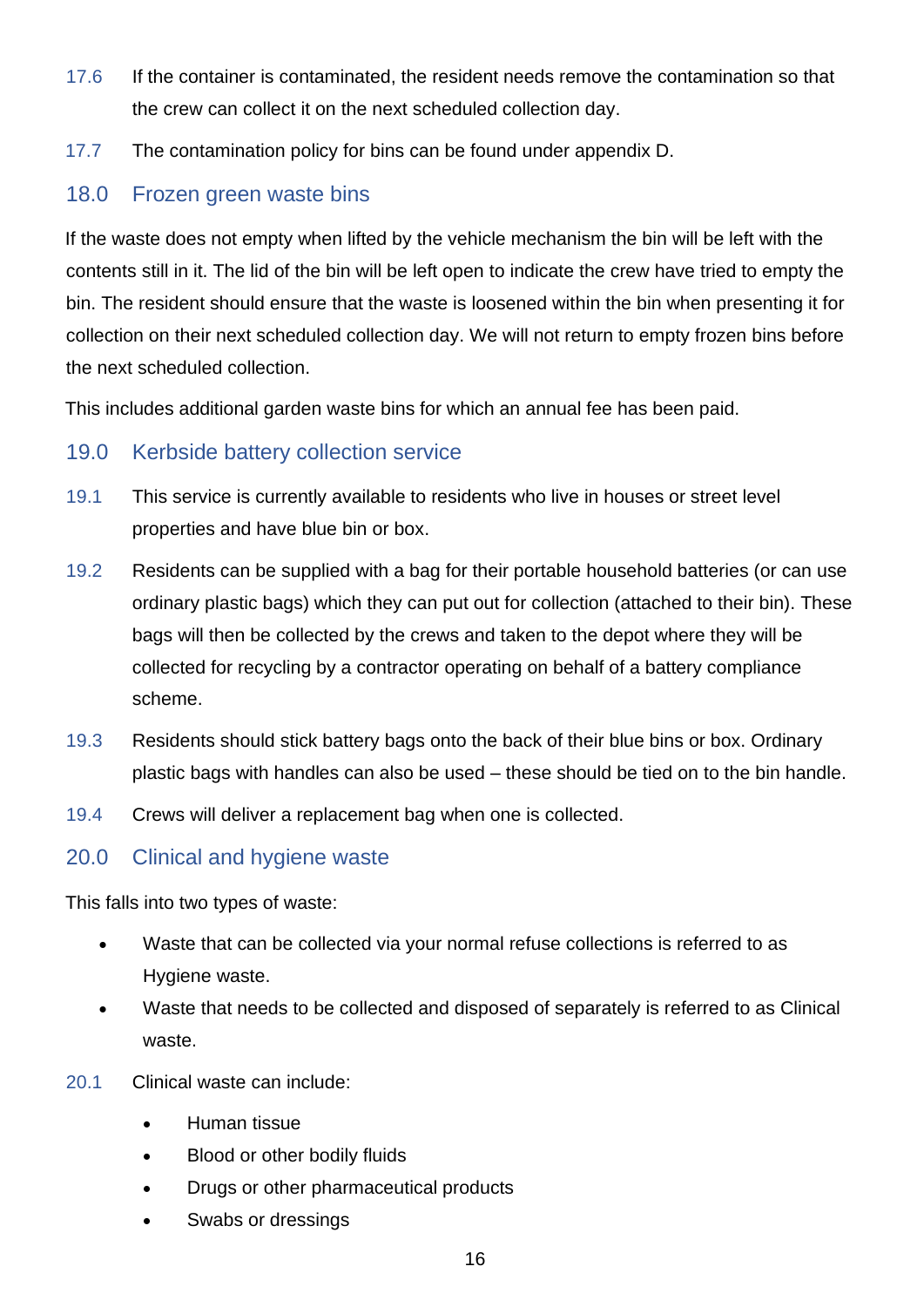17.6 If the container is contaminated, the resident needs remove the contamination so that the crew can collect it on the next scheduled collection day.

17.7 The contamination policy for bins can be found under appendix D.

## 18.0 Frozen green waste bins

If the waste does not empty when lifted by the vehicle mechanism the bin will be left with the contents still in it. The lid of the bin will be left open to indicate the crew have tried to empty the bin. The resident should ensure that the waste is loosened within the bin when presenting it for collection on their next scheduled collection day. We will not return to empty frozen bins before the next scheduled collection.

This includes additional garden waste bins for which an annual fee has been paid.

## 19.0 Kerbside battery collection service

19.1 This service is currently available to residents who live in houses or street level properties and have blue bin or box.

19.2 Residents can be supplied with a bag for their portable household batteries (or can use ordinary plastic bags) which they can put out for collection (attached to their bin). These bags will then be collected by the crews and taken to the depot where they will be collected for recycling by a contractor operating on behalf of a battery compliance scheme.

19.3 Residents should stick battery bags onto the back of their blue bins or box. Ordinary plastic bags with handles can also be used – these should be tied on to the bin handle.

19.4 Crews will deliver a replacement bag when one is collected.

## 20.0 Clinical and hygiene waste

This falls into two types of waste:

- Waste that can be collected via your normal refuse collections is referred to as Hygiene waste.
- Waste that needs to be collected and disposed of separately is referred to as Clinical waste.

20.1 Clinical waste can include:

- Human tissue
- Blood or other bodily fluids
- Drugs or other pharmaceutical products
- Swabs or dressings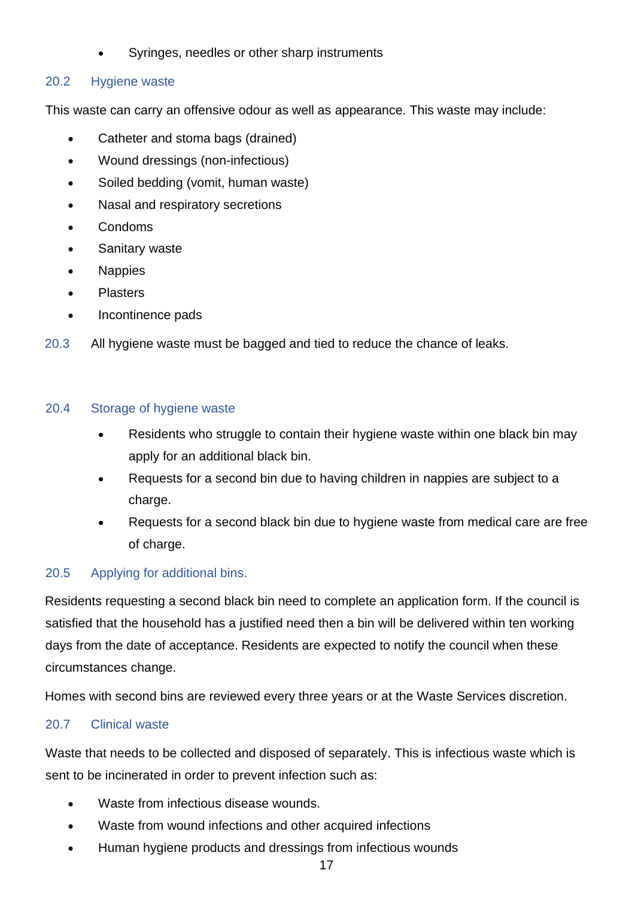- Syringes, needles or other sharp instruments

### 20.2 Hygiene waste

This waste can carry an offensive odour as well as appearance. This waste may include:

- Catheter and stoma bags (drained)
- Wound dressings (non-infectious)
- Soiled bedding (vomit, human waste)
- Nasal and respiratory secretions
- Condoms
- Sanitary waste
- Nappies
- Plasters
- Incontinence pads

20.3 All hygiene waste must be bagged and tied to reduce the chance of leaks.

### 20.4 Storage of hygiene waste

- Residents who struggle to contain their hygiene waste within one black bin may apply for an additional black bin.
- Requests for a second bin due to having children in nappies are subject to a charge.
- Requests for a second black bin due to hygiene waste from medical care are free of charge.

### 20.5 Applying for additional bins.

Residents requesting a second black bin need to complete an application form. If the council is satisfied that the household has a justified need then a bin will be delivered within ten working days from the date of acceptance. Residents are expected to notify the council when these circumstances change.

Homes with second bins are reviewed every three years or at the Waste Services discretion.

### 20.7 Clinical waste

Waste that needs to be collected and disposed of separately. This is infectious waste which is sent to be incinerated in order to prevent infection such as:

- Waste from infectious disease wounds.
- Waste from wound infections and other acquired infections
- Human hygiene products and dressings from infectious wounds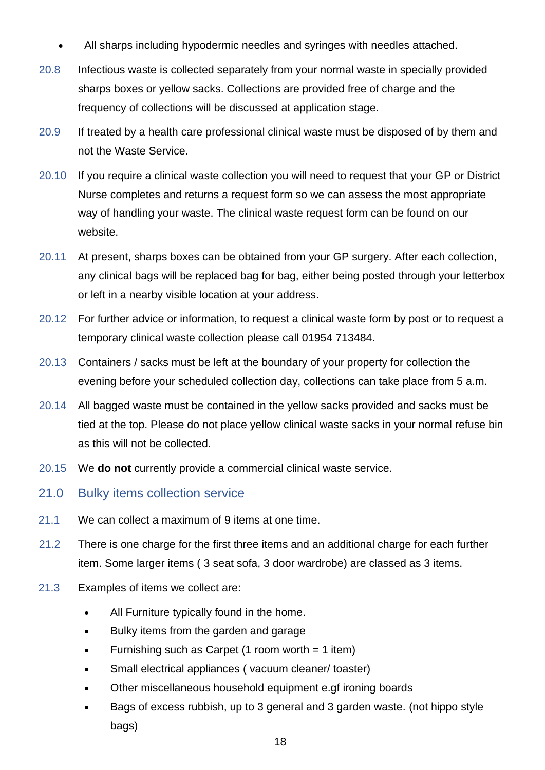- All sharps including hypodermic needles and syringes with needles attached.

20.8 Infectious waste is collected separately from your normal waste in specially provided sharps boxes or yellow sacks. Collections are provided free of charge and the frequency of collections will be discussed at application stage.

20.9 If treated by a health care professional clinical waste must be disposed of by them and not the Waste Service.

20.10 If you require a clinical waste collection you will need to request that your GP or District Nurse completes and returns a request form so we can assess the most appropriate way of handling your waste. The clinical waste request form can be found on our website.

20.11 At present, sharps boxes can be obtained from your GP surgery. After each collection, any clinical bags will be replaced bag for bag, either being posted through your letterbox or left in a nearby visible location at your address.

20.12 For further advice or information, to request a clinical waste form by post or to request a temporary clinical waste collection please call 01954 713484.

20.13 Containers / sacks must be left at the boundary of your property for collection the evening before your scheduled collection day, collections can take place from 5 a.m.

20.14 All bagged waste must be contained in the yellow sacks provided and sacks must be tied at the top. Please do not place yellow clinical waste sacks in your normal refuse bin as this will not be collected.

20.15 We **do not** currently provide a commercial clinical waste service.

## 21.0 Bulky items collection service

21.1 We can collect a maximum of 9 items at one time.

21.2 There is one charge for the first three items and an additional charge for each further item. Some larger items ( 3 seat sofa, 3 door wardrobe) are classed as 3 items.

21.3 Examples of items we collect are:

- All Furniture typically found in the home.
- Bulky items from the garden and garage
- Furnishing such as Carpet (1 room worth = 1 item)
- Small electrical appliances ( vacuum cleaner/ toaster)
- Other miscellaneous household equipment e.gf ironing boards
- Bags of excess rubbish, up to 3 general and 3 garden waste. (not hippo style bags)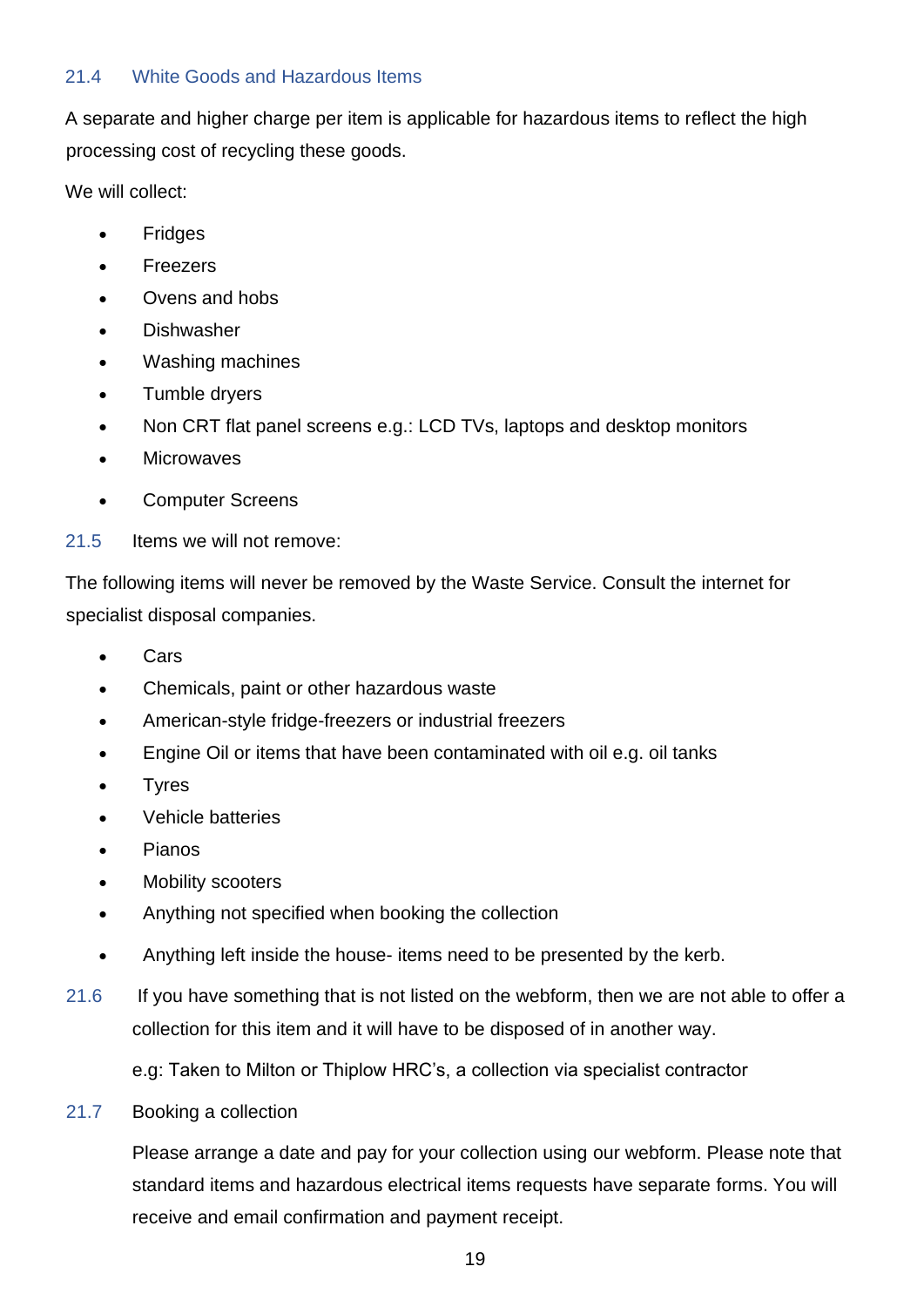### 21.4 White Goods and Hazardous Items

A separate and higher charge per item is applicable for hazardous items to reflect the high processing cost of recycling these goods.

We will collect:

- Fridges
- Freezers
- Ovens and hobs
- Dishwasher
- Washing machines
- Tumble dryers
- Non CRT flat panel screens e.g.: LCD TVs, laptops and desktop monitors
- Microwaves
- Computer Screens

### 21.5 Items we will not remove:

The following items will never be removed by the Waste Service. Consult the internet for specialist disposal companies.

- Cars
- Chemicals, paint or other hazardous waste
- American-style fridge-freezers or industrial freezers
- Engine Oil or items that have been contaminated with oil e.g. oil tanks
- Tyres
- Vehicle batteries
- Pianos
- Mobility scooters
- Anything not specified when booking the collection
- Anything left inside the house- items need to be presented by the kerb.

21.6 If you have something that is not listed on the webform, then we are not able to offer a collection for this item and it will have to be disposed of in another way.

e.g: Taken to Milton or Thiplow HRC's, a collection via specialist contractor

### 21.7 Booking a collection

Please arrange a date and pay for your collection using our webform. Please note that standard items and hazardous electrical items requests have separate forms. You will receive and email confirmation and payment receipt.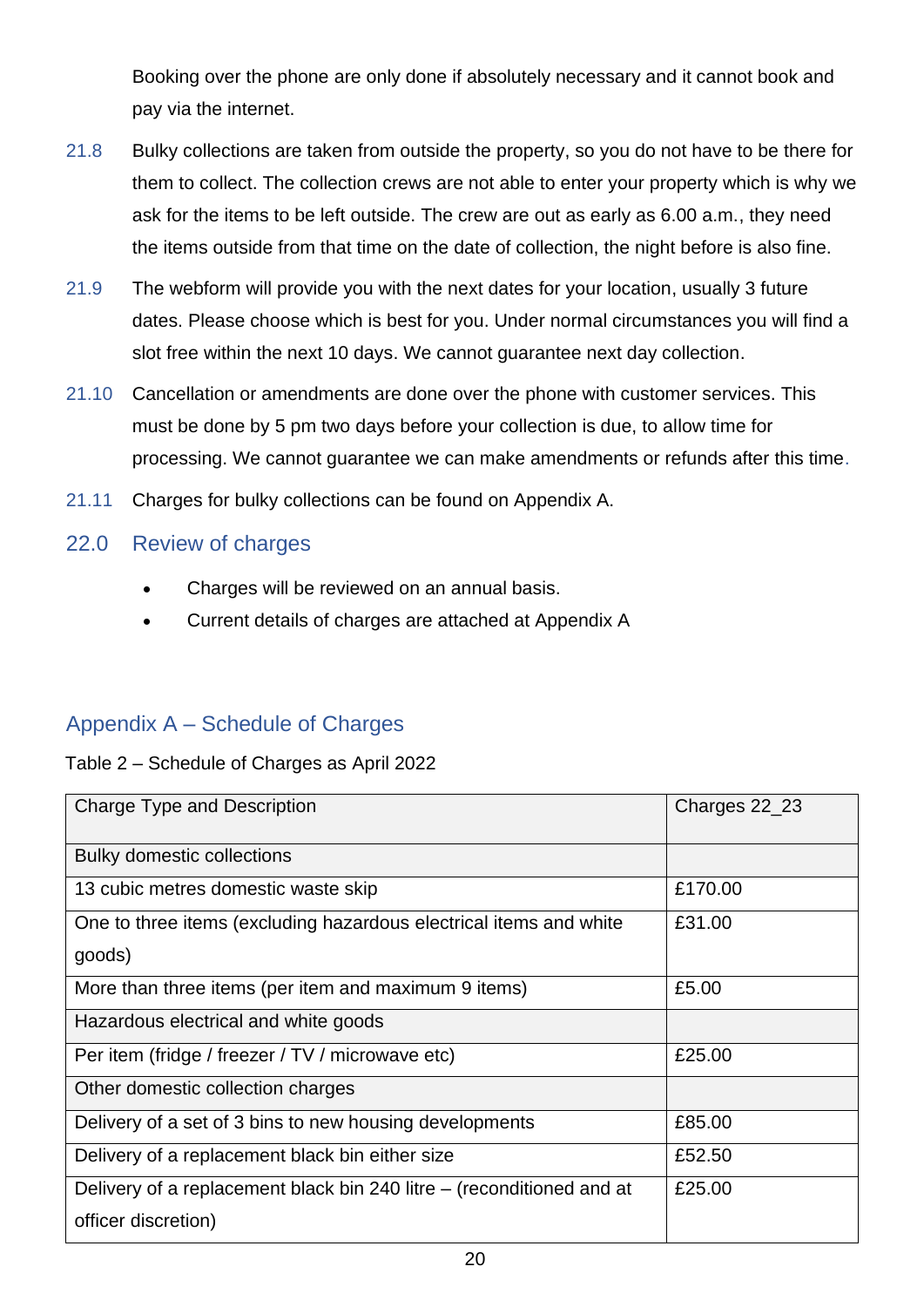Booking over the phone are only done if absolutely necessary and it cannot book and pay via the internet.

21.8 Bulky collections are taken from outside the property, so you do not have to be there for them to collect. The collection crews are not able to enter your property which is why we ask for the items to be left outside. The crew are out as early as 6.00 a.m., they need the items outside from that time on the date of collection, the night before is also fine.

21.9 The webform will provide you with the next dates for your location, usually 3 future dates. Please choose which is best for you. Under normal circumstances you will find a slot free within the next 10 days. We cannot guarantee next day collection.

21.10 Cancellation or amendments are done over the phone with customer services. This must be done by 5 pm two days before your collection is due, to allow time for processing. We cannot guarantee we can make amendments or refunds after this time.

21.11 Charges for bulky collections can be found on Appendix A.

## 22.0 Review of charges

- Charges will be reviewed on an annual basis.
- Current details of charges are attached at Appendix A

## Appendix A – Schedule of Charges

Table 2 – Schedule of Charges as April 2022

| Charge Type and Description | Charges 22_23 |
|---|---|
| Bulky domestic collections | |
| 13 cubic metres domestic waste skip | £170.00 |
| One to three items (excluding hazardous electrical items and white goods) | £31.00 |
| More than three items (per item and maximum 9 items) | £5.00 |
| Hazardous electrical and white goods | |
| Per item (fridge / freezer / TV / microwave etc) | £25.00 |
| Other domestic collection charges | |
| Delivery of a set of 3 bins to new housing developments | £85.00 |
| Delivery of a replacement black bin either size | £52.50 |
| Delivery of a replacement black bin 240 litre – (reconditioned and at officer discretion) | £25.00 |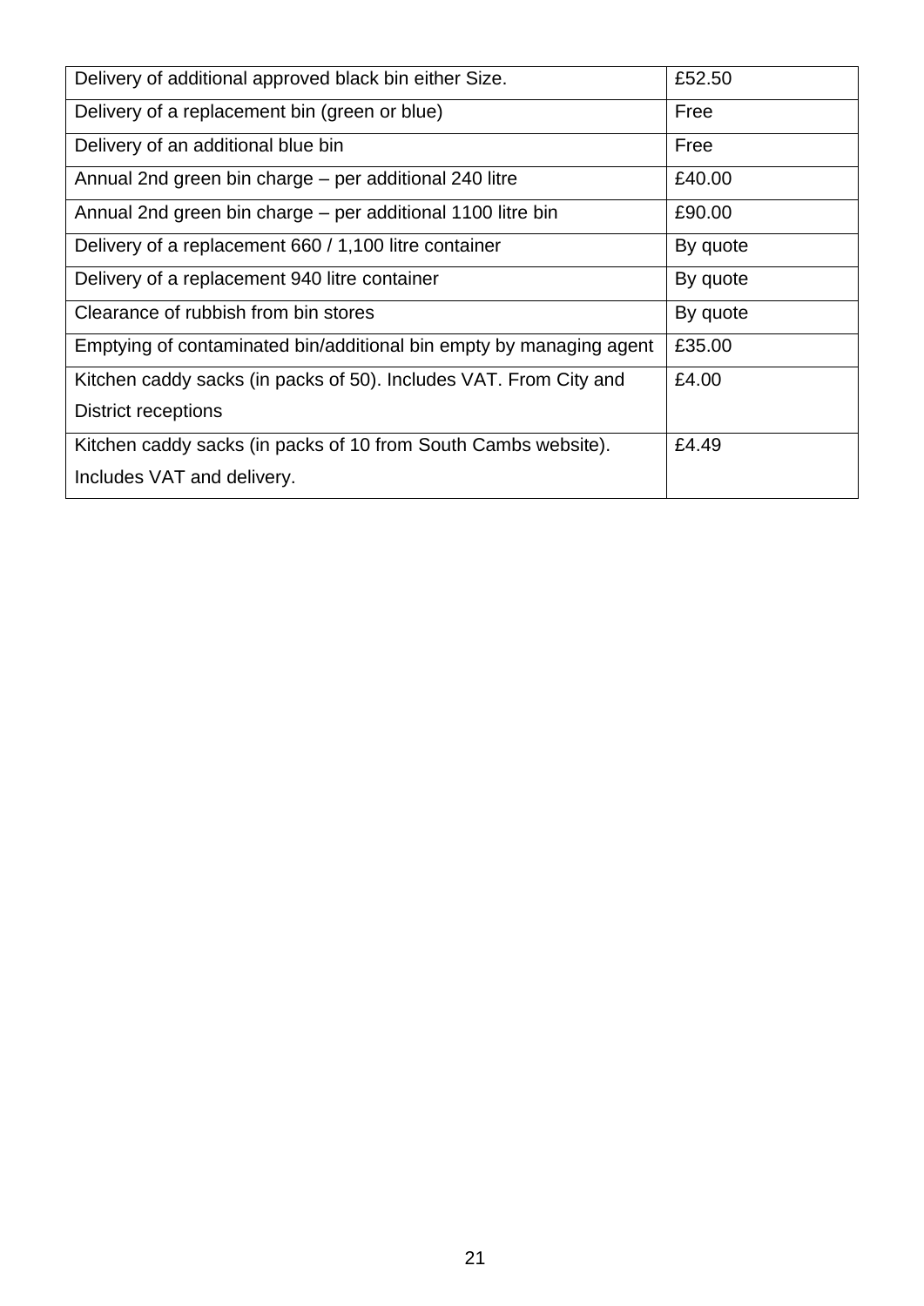| Delivery of additional approved black bin either Size. | £52.50 |
| --- | --- |
| Delivery of a replacement bin (green or blue) | Free |
| Delivery of an additional blue bin | Free |
| Annual 2nd green bin charge – per additional 240 litre | £40.00 |
| Annual 2nd green bin charge – per additional 1100 litre bin | £90.00 |
| Delivery of a replacement 660 / 1,100 litre container | By quote |
| Delivery of a replacement 940 litre container | By quote |
| Clearance of rubbish from bin stores | By quote |
| Emptying of contaminated bin/additional bin empty by managing agent | £35.00 |
| Kitchen caddy sacks (in packs of 50). Includes VAT. From City and District receptions | £4.00 |
| Kitchen caddy sacks (in packs of 10 from South Cambs website). Includes VAT and delivery. | £4.49 |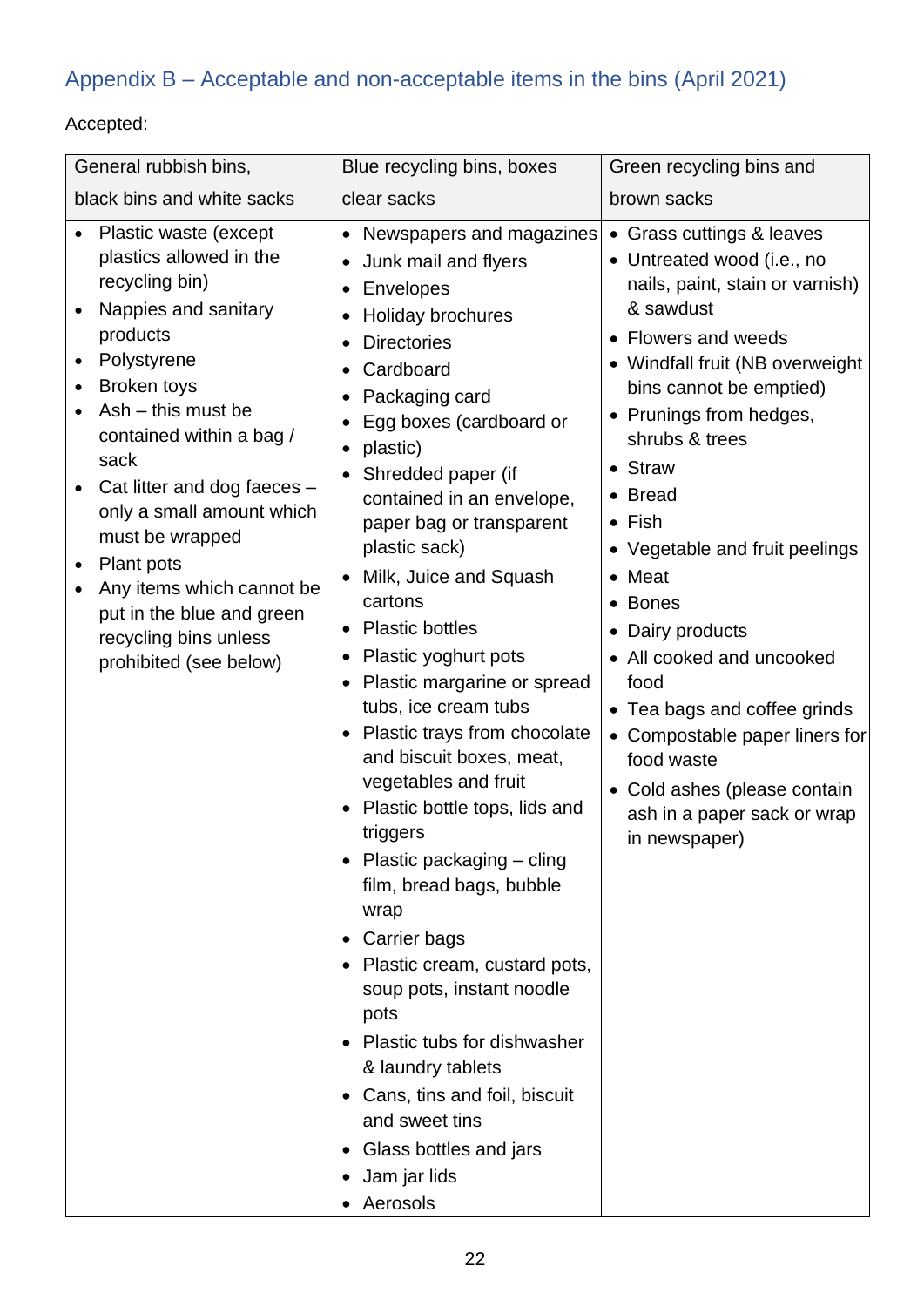## Appendix B – Acceptable and non-acceptable items in the bins (April 2021)

Accepted:

| General rubbish bins, black bins and white sacks | Blue recycling bins, boxes clear sacks | Green recycling bins and brown sacks |
|---|---|---|
| • Plastic waste (except plastics allowed in the recycling bin)<br>• Nappies and sanitary products<br>• Polystyrene<br>• Broken toys<br>• Ash – this must be contained within a bag / sack<br>• Cat litter and dog faeces – only a small amount which must be wrapped<br>• Plant pots<br>• Any items which cannot be put in the blue and green recycling bins unless prohibited (see below) | • Newspapers and magazines<br>• Junk mail and flyers<br>• Envelopes<br>• Holiday brochures<br>• Directories<br>• Cardboard<br>• Packaging card<br>• Egg boxes (cardboard or<br>• plastic)<br>• Shredded paper (if contained in an envelope, paper bag or transparent plastic sack)<br>• Milk, Juice and Squash cartons<br>• Plastic bottles<br>• Plastic yoghurt pots<br>• Plastic margarine or spread tubs, ice cream tubs<br>• Plastic trays from chocolate and biscuit boxes, meat, vegetables and fruit<br>• Plastic bottle tops, lids and triggers<br>• Plastic packaging – cling film, bread bags, bubble wrap<br>• Carrier bags<br>• Plastic cream, custard pots, soup pots, instant noodle pots<br>• Plastic tubs for dishwasher & laundry tablets<br>• Cans, tins and foil, biscuit and sweet tins<br>• Glass bottles and jars<br>• Jam jar lids<br>• Aerosols | • Grass cuttings & leaves<br>• Untreated wood (i.e., no nails, paint, stain or varnish) & sawdust<br>• Flowers and weeds<br>• Windfall fruit (NB overweight bins cannot be emptied)<br>• Prunings from hedges, shrubs & trees<br>• Straw<br>• Bread<br>• Fish<br>• Vegetable and fruit peelings<br>• Meat<br>• Bones<br>• Dairy products<br>• All cooked and uncooked food<br>• Tea bags and coffee grinds<br>• Compostable paper liners for food waste<br>• Cold ashes (please contain ash in a paper sack or wrap in newspaper) |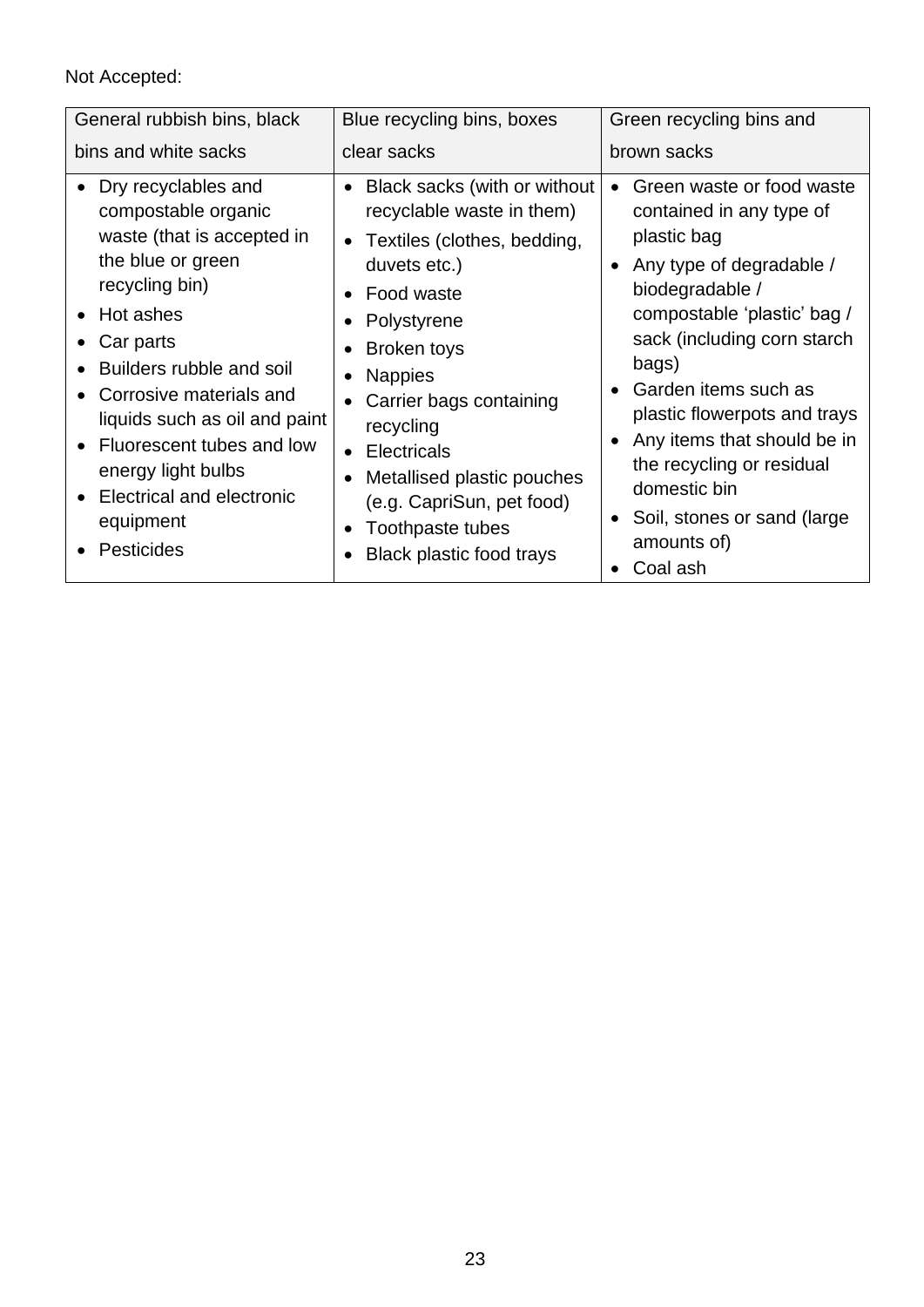Not Accepted:

| General rubbish bins, black bins and white sacks | Blue recycling bins, boxes clear sacks | Green recycling bins and brown sacks |
| --- | --- | --- |
| • Dry recyclables and compostable organic waste (that is accepted in the blue or green recycling bin)<br>• Hot ashes<br>• Car parts<br>• Builders rubble and soil<br>• Corrosive materials and liquids such as oil and paint<br>• Fluorescent tubes and low energy light bulbs<br>• Electrical and electronic equipment<br>• Pesticides | • Black sacks (with or without recyclable waste in them)<br>• Textiles (clothes, bedding, duvets etc.)<br>• Food waste<br>• Polystyrene<br>• Broken toys<br>• Nappies<br>• Carrier bags containing recycling<br>• Electricals<br>• Metallised plastic pouches (e.g. CapriSun, pet food)<br>• Toothpaste tubes<br>• Black plastic food trays | • Green waste or food waste contained in any type of plastic bag<br>• Any type of degradable / biodegradable / compostable 'plastic' bag / sack (including corn starch bags)<br>• Garden items such as plastic flowerpots and trays<br>• Any items that should be in the recycling or residual domestic bin<br>• Soil, stones or sand (large amounts of)<br>• Coal ash |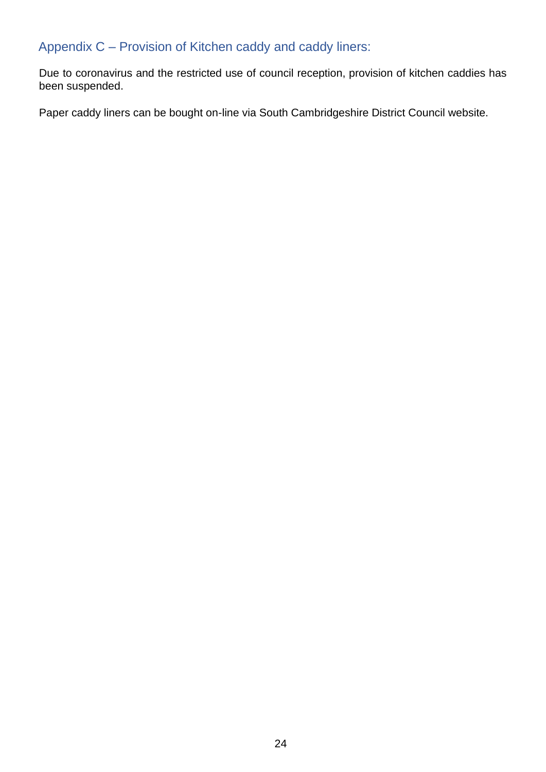## Appendix C – Provision of Kitchen caddy and caddy liners:

Due to coronavirus and the restricted use of council reception, provision of kitchen caddies has been suspended.

Paper caddy liners can be bought on-line via South Cambridgeshire District Council website.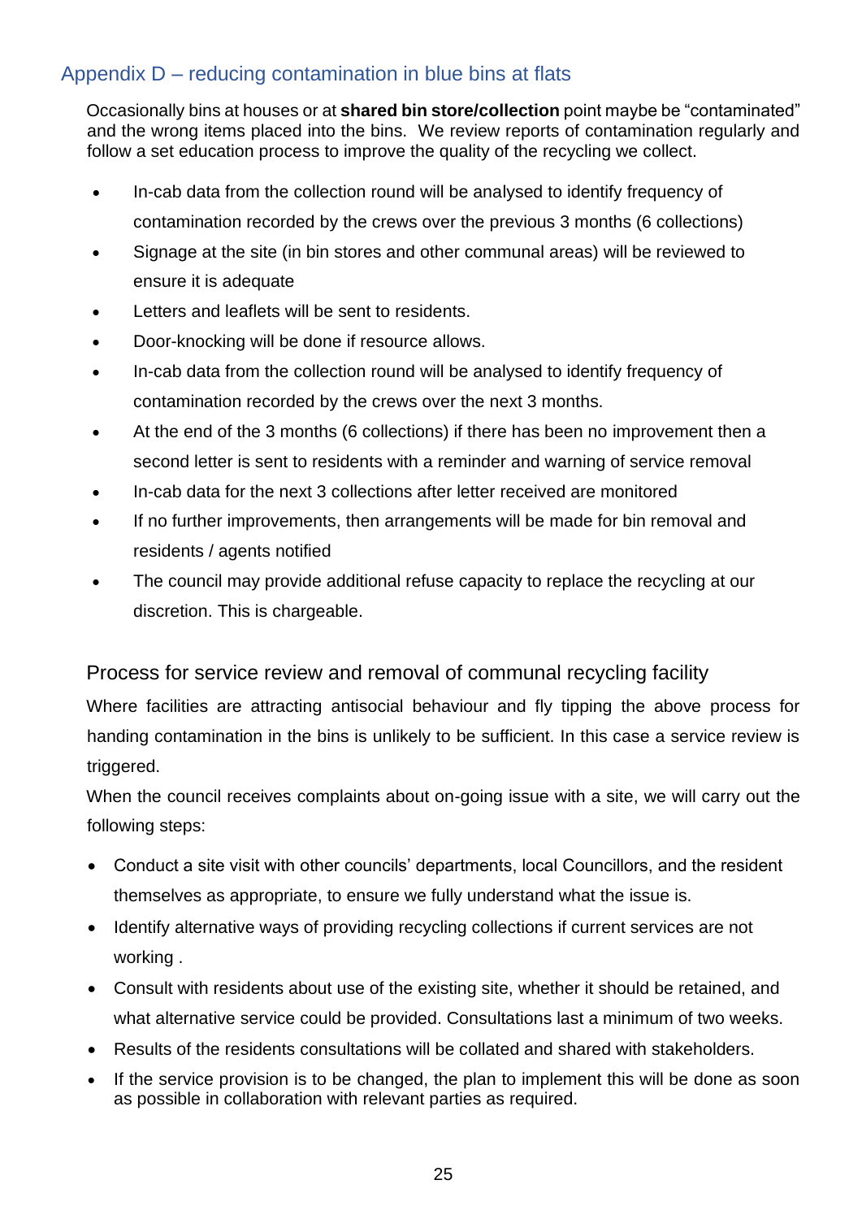## Appendix D – reducing contamination in blue bins at flats

Occasionally bins at houses or at **shared bin store/collection** point maybe be "contaminated" and the wrong items placed into the bins. We review reports of contamination regularly and follow a set education process to improve the quality of the recycling we collect.

- In-cab data from the collection round will be analysed to identify frequency of contamination recorded by the crews over the previous 3 months (6 collections)
- Signage at the site (in bin stores and other communal areas) will be reviewed to ensure it is adequate
- Letters and leaflets will be sent to residents.
- Door-knocking will be done if resource allows.
- In-cab data from the collection round will be analysed to identify frequency of contamination recorded by the crews over the next 3 months.
- At the end of the 3 months (6 collections) if there has been no improvement then a second letter is sent to residents with a reminder and warning of service removal
- In-cab data for the next 3 collections after letter received are monitored
- If no further improvements, then arrangements will be made for bin removal and residents / agents notified
- The council may provide additional refuse capacity to replace the recycling at our discretion. This is chargeable.

### Process for service review and removal of communal recycling facility

Where facilities are attracting antisocial behaviour and fly tipping the above process for handing contamination in the bins is unlikely to be sufficient. In this case a service review is triggered.

When the council receives complaints about on-going issue with a site, we will carry out the following steps:

- Conduct a site visit with other councils' departments, local Councillors, and the resident themselves as appropriate, to ensure we fully understand what the issue is.
- Identify alternative ways of providing recycling collections if current services are not working .
- Consult with residents about use of the existing site, whether it should be retained, and what alternative service could be provided. Consultations last a minimum of two weeks.
- Results of the residents consultations will be collated and shared with stakeholders.
- If the service provision is to be changed, the plan to implement this will be done as soon as possible in collaboration with relevant parties as required.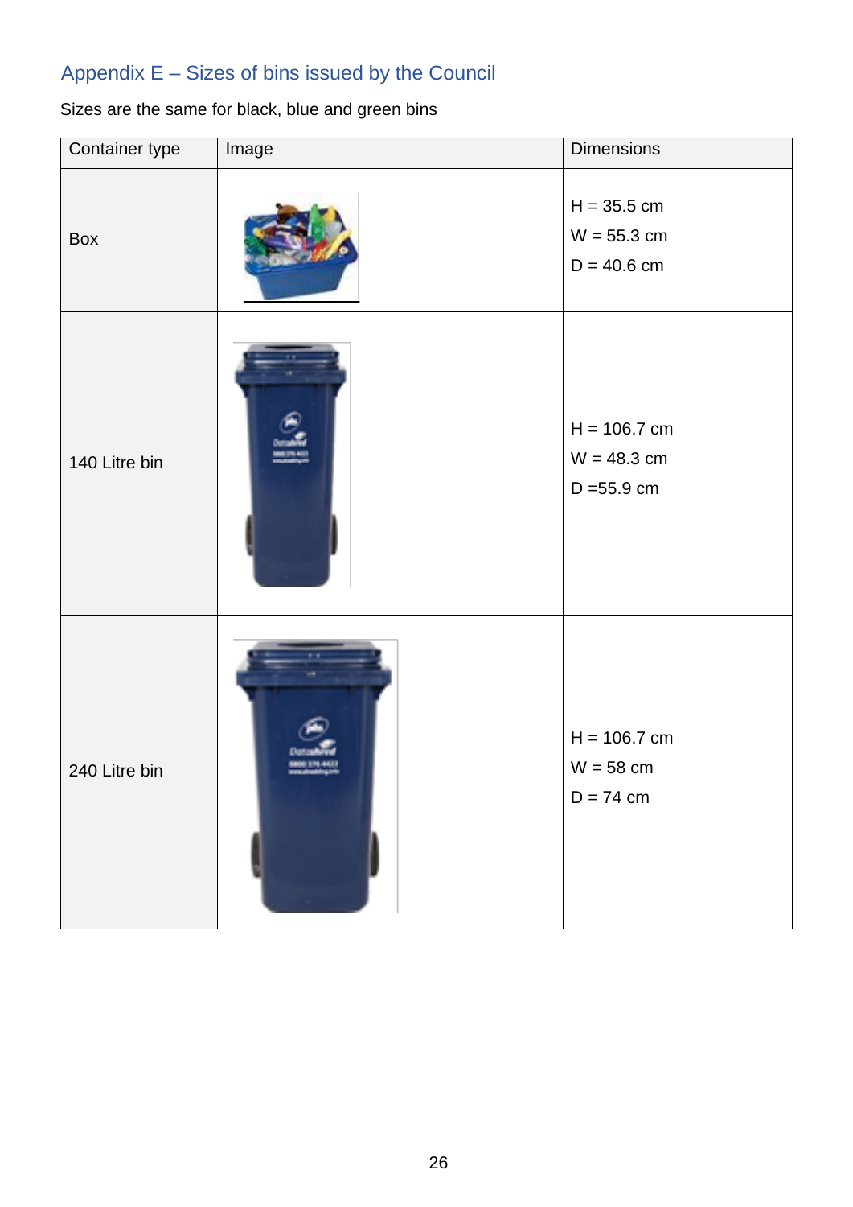## Appendix E – Sizes of bins issued by the Council

Sizes are the same for black, blue and green bins

| Container type | Image | Dimensions |
|---|---|---|
| Box | | H = 35.5 cm<br>W = 55.3 cm<br>D = 40.6 cm |
| 140 Litre bin | | H = 106.7 cm<br>W = 48.3 cm<br>D =55.9 cm |
| 240 Litre bin | | H = 106.7 cm<br>W = 58 cm<br>D = 74 cm |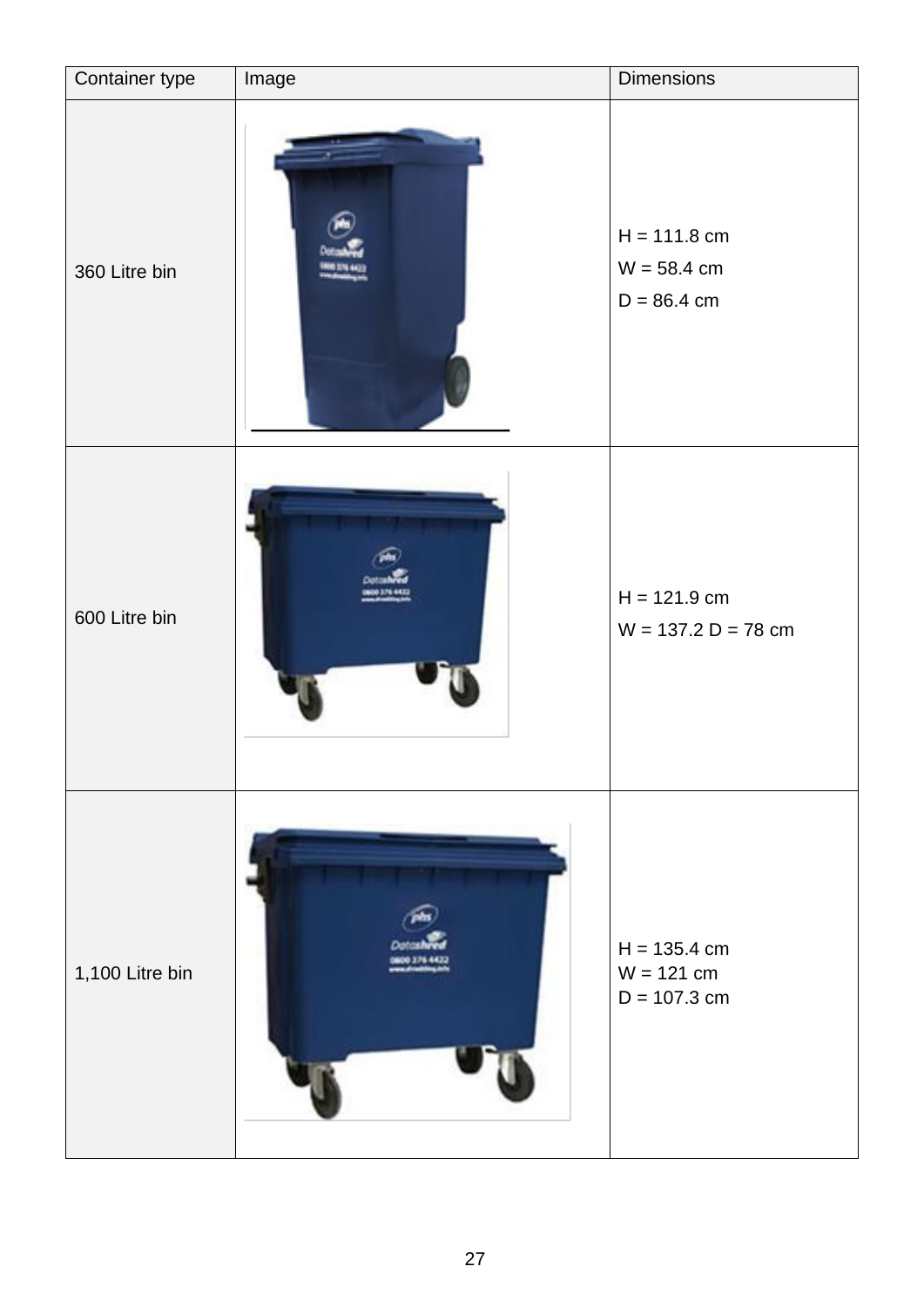| Container type | Image | Dimensions |
|---|---|---|
| 360 Litre bin | | H = 111.8 cm<br>W = 58.4 cm<br>D = 86.4 cm |
| 600 Litre bin | | H = 121.9 cm<br>W = 137.2 D = 78 cm |
| 1,100 Litre bin | | H = 135.4 cm<br>W = 121 cm<br>D = 107.3 cm |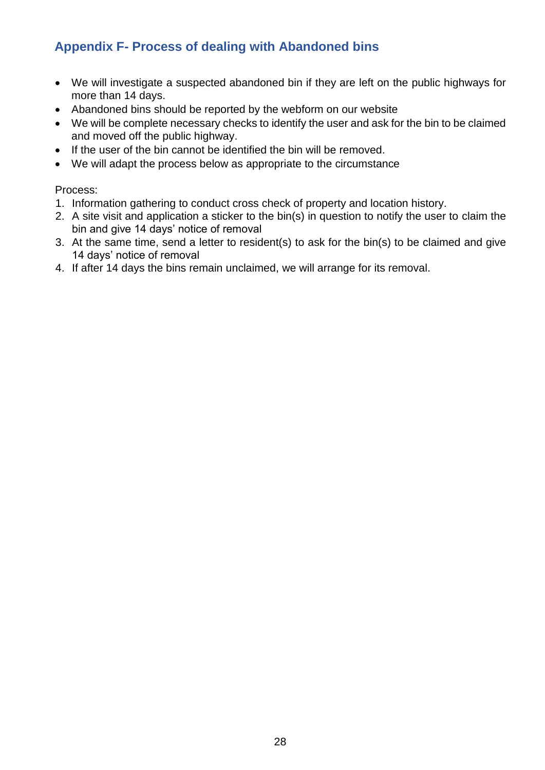## Appendix F- Process of dealing with Abandoned bins

- We will investigate a suspected abandoned bin if they are left on the public highways for more than 14 days.
- Abandoned bins should be reported by the webform on our website
- We will be complete necessary checks to identify the user and ask for the bin to be claimed and moved off the public highway.
- If the user of the bin cannot be identified the bin will be removed.
- We will adapt the process below as appropriate to the circumstance

Process:

1. Information gathering to conduct cross check of property and location history.
2. A site visit and application a sticker to the bin(s) in question to notify the user to claim the bin and give 14 days' notice of removal
3. At the same time, send a letter to resident(s) to ask for the bin(s) to be claimed and give 14 days' notice of removal
4. If after 14 days the bins remain unclaimed, we will arrange for its removal.